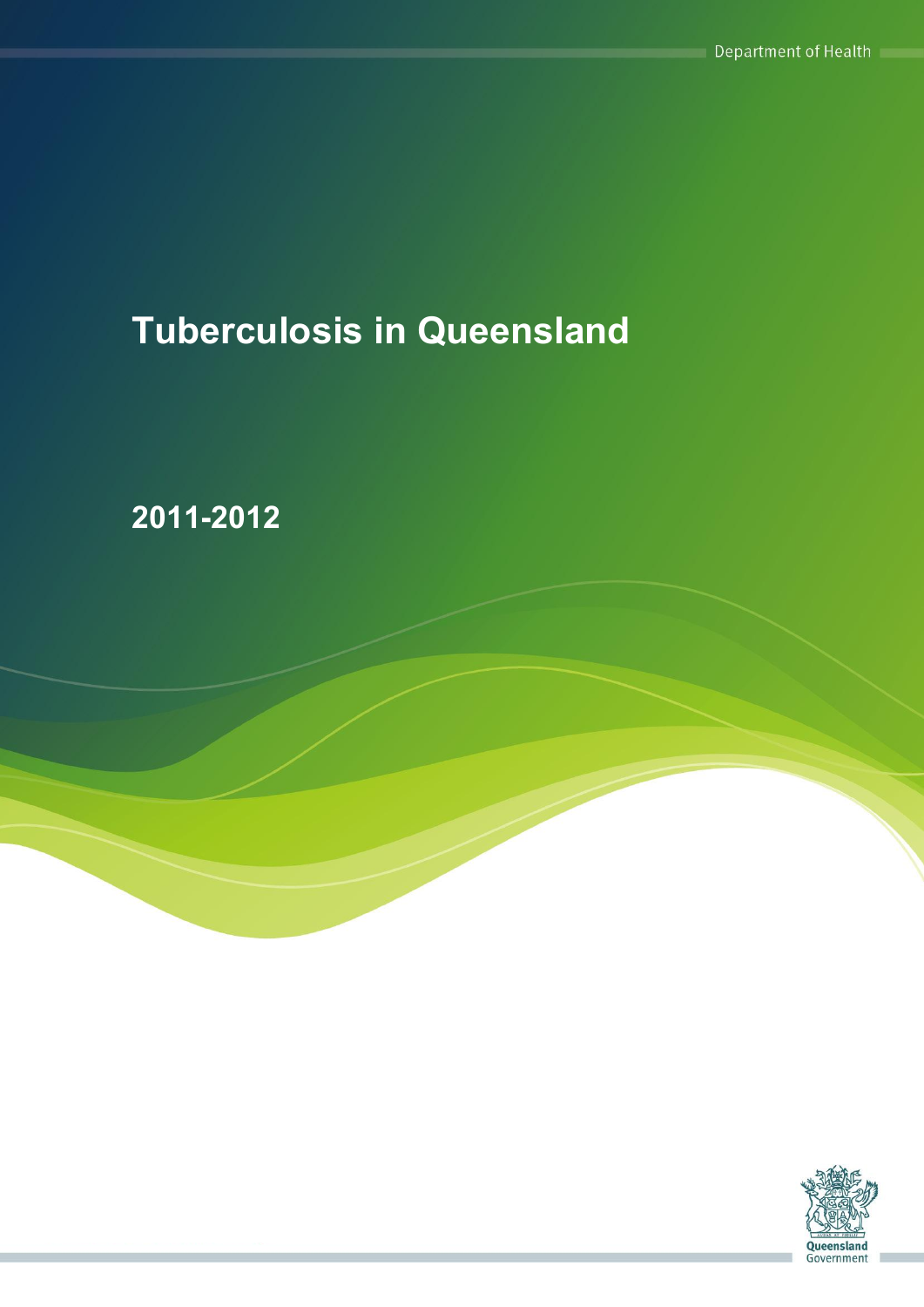Department of Health

# Tuberculosis in Queensland

## 2011-2012

Queensland Government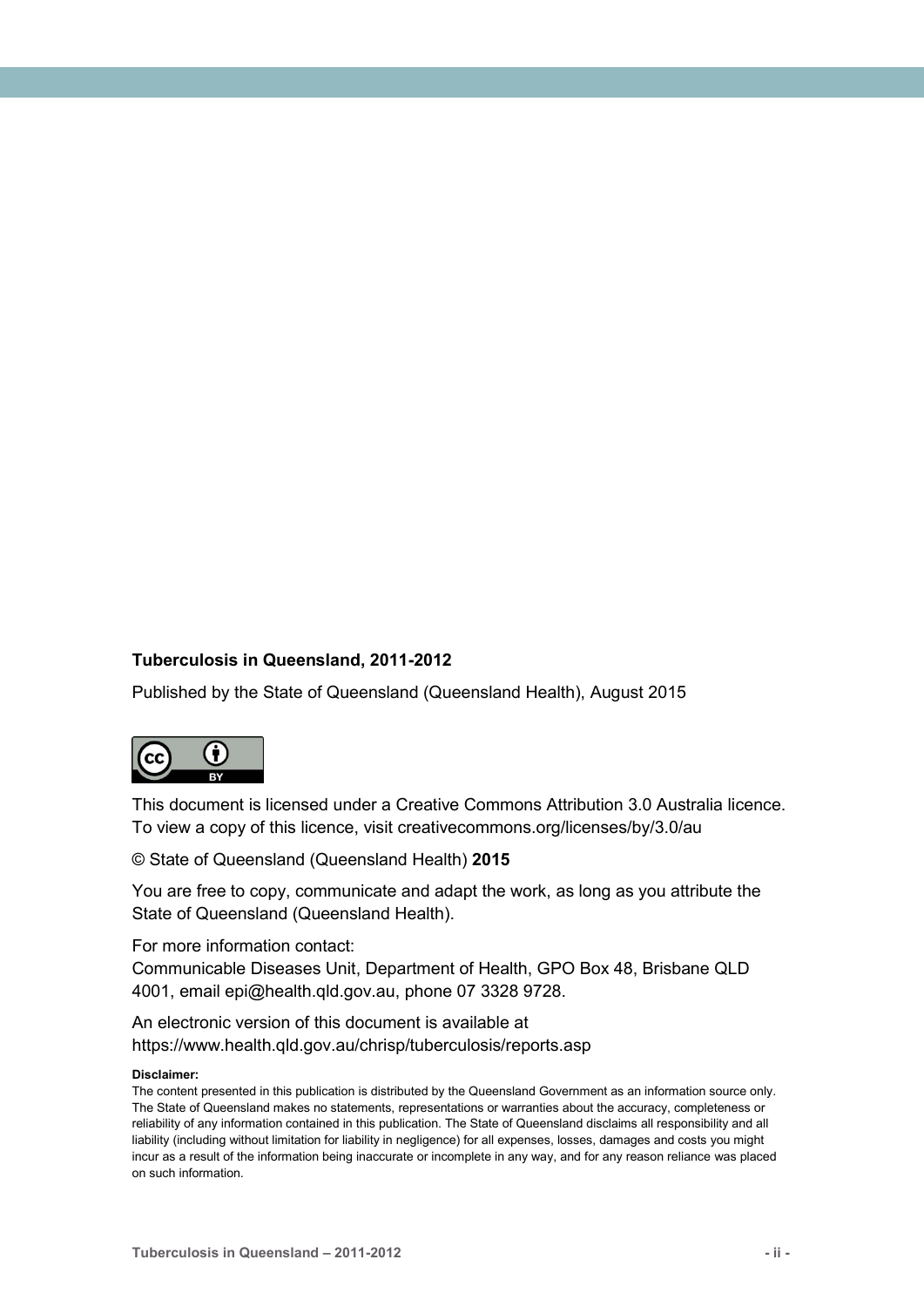**Tuberculosis in Queensland, 2011-2012**

Published by the State of Queensland (Queensland Health), August 2015

This document is licensed under a Creative Commons Attribution 3.0 Australia licence. To view a copy of this licence, visit creativecommons.org/licenses/by/3.0/au

© State of Queensland (Queensland Health) **2015**

You are free to copy, communicate and adapt the work, as long as you attribute the State of Queensland (Queensland Health).

For more information contact:
Communicable Diseases Unit, Department of Health, GPO Box 48, Brisbane QLD 4001, email epi@health.qld.gov.au, phone 07 3328 9728.

An electronic version of this document is available at https://www.health.qld.gov.au/chrisp/tuberculosis/reports.asp

**Disclaimer:**

The content presented in this publication is distributed by the Queensland Government as an information source only. The State of Queensland makes no statements, representations or warranties about the accuracy, completeness or reliability of any information contained in this publication. The State of Queensland disclaims all responsibility and all liability (including without limitation for liability in negligence) for all expenses, losses, damages and costs you might incur as a result of the information being inaccurate or incomplete in any way, and for any reason reliance was placed on such information.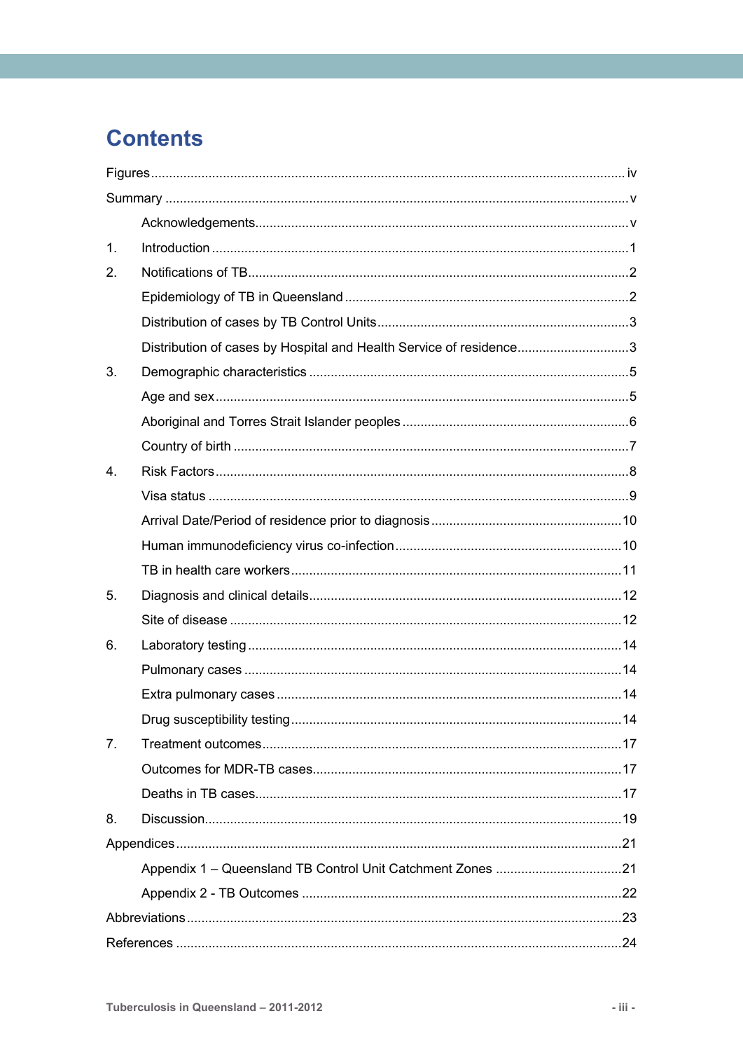# Contents

Figures ... iv

Summary ... v

- Acknowledgements ... v

1. Introduction ... 1
2. Notifications of TB ... 2
   - Epidemiology of TB in Queensland ... 2
   - Distribution of cases by TB Control Units ... 3
   - Distribution of cases by Hospital and Health Service of residence ... 3
3. Demographic characteristics ... 5
   - Age and sex ... 5
   - Aboriginal and Torres Strait Islander peoples ... 6
   - Country of birth ... 7
4. Risk Factors ... 8
   - Visa status ... 9
   - Arrival Date/Period of residence prior to diagnosis ... 10
   - Human immunodeficiency virus co-infection ... 10
   - TB in health care workers ... 11
5. Diagnosis and clinical details ... 12
   - Site of disease ... 12
6. Laboratory testing ... 14
   - Pulmonary cases ... 14
   - Extra pulmonary cases ... 14
   - Drug susceptibility testing ... 14
7. Treatment outcomes ... 17
   - Outcomes for MDR-TB cases ... 17
   - Deaths in TB cases ... 17
8. Discussion ... 19

Appendices ... 21

- Appendix 1 – Queensland TB Control Unit Catchment Zones ... 21
- Appendix 2 - TB Outcomes ... 22

Abbreviations ... 23

References ... 24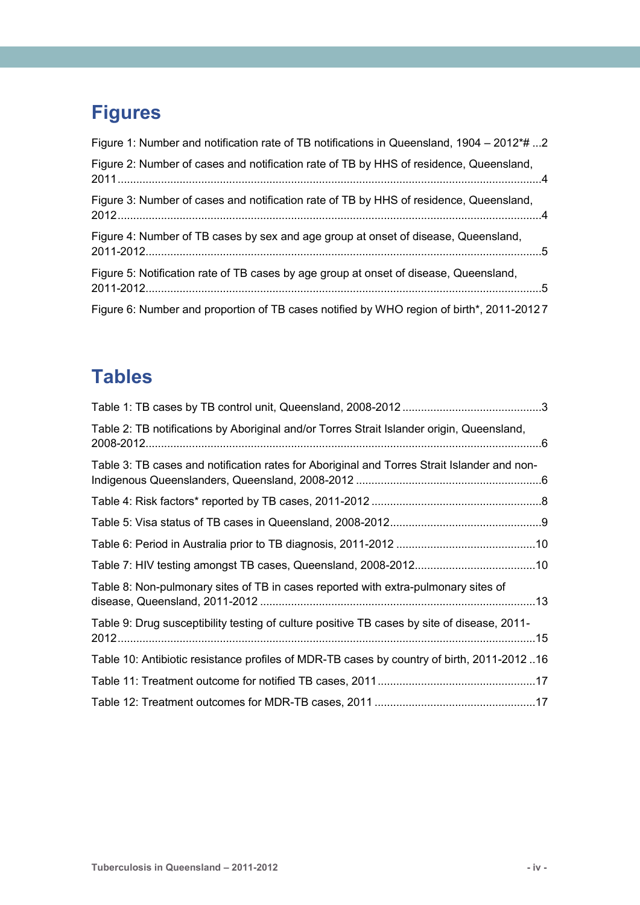# Figures

Figure 1: Number and notification rate of TB notifications in Queensland, 1904 – 2012*# ...2

Figure 2: Number of cases and notification rate of TB by HHS of residence, Queensland, 2011........................................................................................................................................4

Figure 3: Number of cases and notification rate of TB by HHS of residence, Queensland, 2012........................................................................................................................................4

Figure 4: Number of TB cases by sex and age group at onset of disease, Queensland, 2011-2012..............................................................................................................................5

Figure 5: Notification rate of TB cases by age group at onset of disease, Queensland, 2011-2012..............................................................................................................................5

Figure 6: Number and proportion of TB cases notified by WHO region of birth*, 2011-2012 7

# Tables

Table 1: TB cases by TB control unit, Queensland, 2008-2012 ............................................3

Table 2: TB notifications by Aboriginal and/or Torres Strait Islander origin, Queensland, 2008-2012..............................................................................................................................6

Table 3: TB cases and notification rates for Aboriginal and Torres Strait Islander and non-Indigenous Queenslanders, Queensland, 2008-2012 ...........................................................6

Table 4: Risk factors* reported by TB cases, 2011-2012 ......................................................8

Table 5: Visa status of TB cases in Queensland, 2008-2012................................................9

Table 6: Period in Australia prior to TB diagnosis, 2011-2012 ............................................10

Table 7: HIV testing amongst TB cases, Queensland, 2008-2012.......................................10

Table 8: Non-pulmonary sites of TB in cases reported with extra-pulmonary sites of disease, Queensland, 2011-2012 ........................................................................................13

Table 9: Drug susceptibility testing of culture positive TB cases by site of disease, 2011-2012......................................................................................................................................15

Table 10: Antibiotic resistance profiles of MDR-TB cases by country of birth, 2011-2012 ..16

Table 11: Treatment outcome for notified TB cases, 2011 ..................................................17

Table 12: Treatment outcomes for MDR-TB cases, 2011 ...................................................17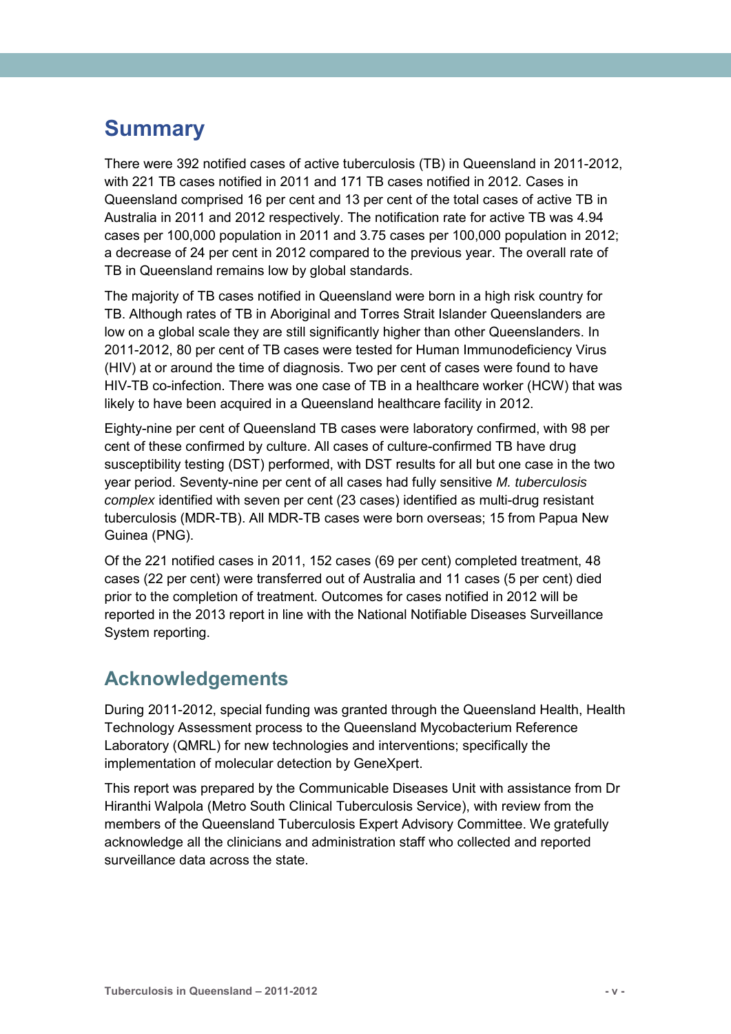# Summary

There were 392 notified cases of active tuberculosis (TB) in Queensland in 2011-2012, with 221 TB cases notified in 2011 and 171 TB cases notified in 2012. Cases in Queensland comprised 16 per cent and 13 per cent of the total cases of active TB in Australia in 2011 and 2012 respectively. The notification rate for active TB was 4.94 cases per 100,000 population in 2011 and 3.75 cases per 100,000 population in 2012; a decrease of 24 per cent in 2012 compared to the previous year. The overall rate of TB in Queensland remains low by global standards.

The majority of TB cases notified in Queensland were born in a high risk country for TB. Although rates of TB in Aboriginal and Torres Strait Islander Queenslanders are low on a global scale they are still significantly higher than other Queenslanders. In 2011-2012, 80 per cent of TB cases were tested for Human Immunodeficiency Virus (HIV) at or around the time of diagnosis. Two per cent of cases were found to have HIV-TB co-infection. There was one case of TB in a healthcare worker (HCW) that was likely to have been acquired in a Queensland healthcare facility in 2012.

Eighty-nine per cent of Queensland TB cases were laboratory confirmed, with 98 per cent of these confirmed by culture. All cases of culture-confirmed TB have drug susceptibility testing (DST) performed, with DST results for all but one case in the two year period. Seventy-nine per cent of all cases had fully sensitive *M. tuberculosis complex* identified with seven per cent (23 cases) identified as multi-drug resistant tuberculosis (MDR-TB). All MDR-TB cases were born overseas; 15 from Papua New Guinea (PNG).

Of the 221 notified cases in 2011, 152 cases (69 per cent) completed treatment, 48 cases (22 per cent) were transferred out of Australia and 11 cases (5 per cent) died prior to the completion of treatment. Outcomes for cases notified in 2012 will be reported in the 2013 report in line with the National Notifiable Diseases Surveillance System reporting.

## Acknowledgements

During 2011-2012, special funding was granted through the Queensland Health, Health Technology Assessment process to the Queensland Mycobacterium Reference Laboratory (QMRL) for new technologies and interventions; specifically the implementation of molecular detection by GeneXpert.

This report was prepared by the Communicable Diseases Unit with assistance from Dr Hiranthi Walpola (Metro South Clinical Tuberculosis Service), with review from the members of the Queensland Tuberculosis Expert Advisory Committee. We gratefully acknowledge all the clinicians and administration staff who collected and reported surveillance data across the state.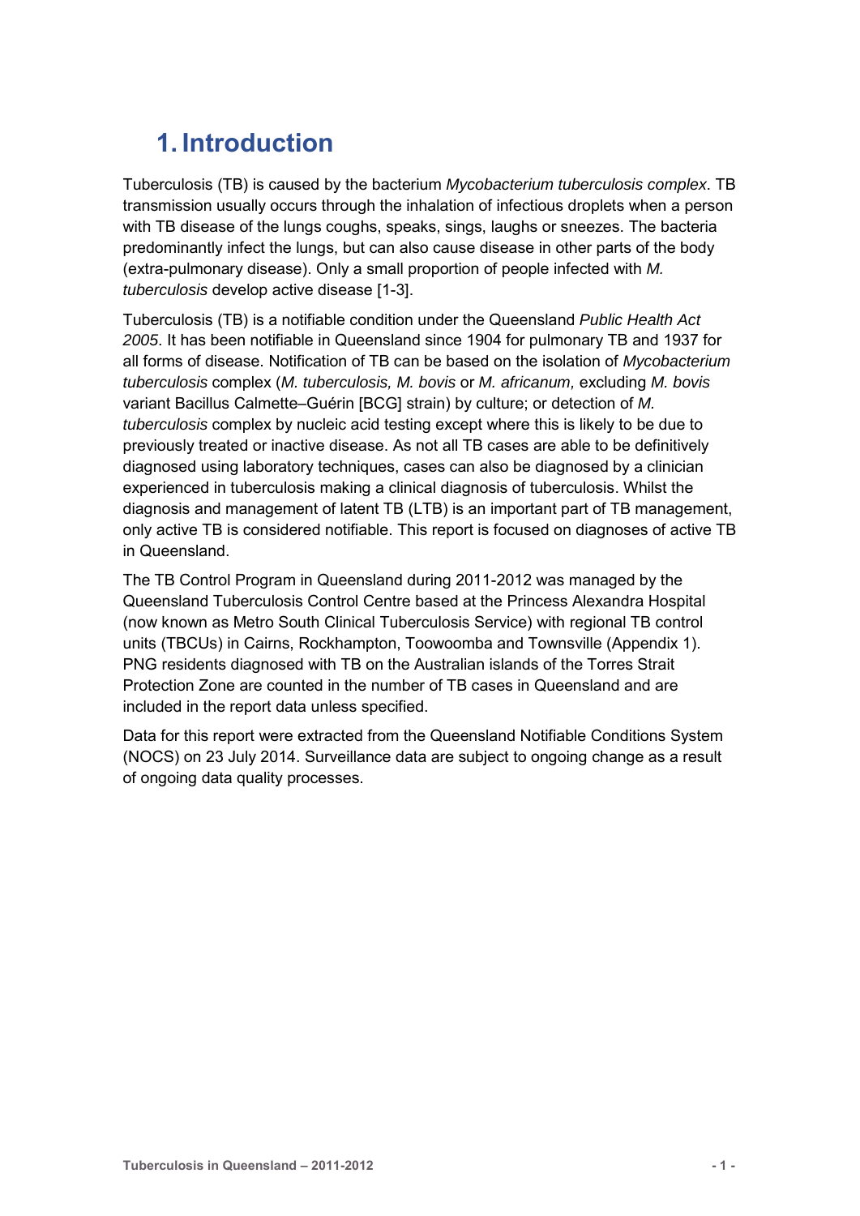# 1. Introduction

Tuberculosis (TB) is caused by the bacterium *Mycobacterium tuberculosis complex*. TB transmission usually occurs through the inhalation of infectious droplets when a person with TB disease of the lungs coughs, speaks, sings, laughs or sneezes. The bacteria predominantly infect the lungs, but can also cause disease in other parts of the body (extra-pulmonary disease). Only a small proportion of people infected with *M. tuberculosis* develop active disease [1-3].

Tuberculosis (TB) is a notifiable condition under the Queensland *Public Health Act 2005*. It has been notifiable in Queensland since 1904 for pulmonary TB and 1937 for all forms of disease. Notification of TB can be based on the isolation of *Mycobacterium tuberculosis* complex (*M. tuberculosis, M. bovis* or *M. africanum,* excluding *M. bovis* variant Bacillus Calmette–Guérin [BCG] strain) by culture; or detection of *M. tuberculosis* complex by nucleic acid testing except where this is likely to be due to previously treated or inactive disease. As not all TB cases are able to be definitively diagnosed using laboratory techniques, cases can also be diagnosed by a clinician experienced in tuberculosis making a clinical diagnosis of tuberculosis. Whilst the diagnosis and management of latent TB (LTB) is an important part of TB management, only active TB is considered notifiable. This report is focused on diagnoses of active TB in Queensland.

The TB Control Program in Queensland during 2011-2012 was managed by the Queensland Tuberculosis Control Centre based at the Princess Alexandra Hospital (now known as Metro South Clinical Tuberculosis Service) with regional TB control units (TBCUs) in Cairns, Rockhampton, Toowoomba and Townsville (Appendix 1). PNG residents diagnosed with TB on the Australian islands of the Torres Strait Protection Zone are counted in the number of TB cases in Queensland and are included in the report data unless specified.

Data for this report were extracted from the Queensland Notifiable Conditions System (NOCS) on 23 July 2014. Surveillance data are subject to ongoing change as a result of ongoing data quality processes.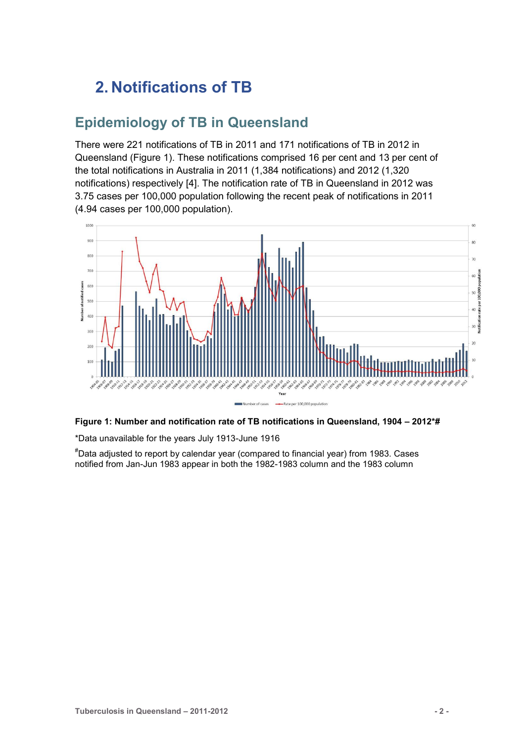# 2. Notifications of TB

## Epidemiology of TB in Queensland

There were 221 notifications of TB in 2011 and 171 notifications of TB in 2012 in Queensland (Figure 1). These notifications comprised 16 per cent and 13 per cent of the total notifications in Australia in 2011 (1,384 notifications) and 2012 (1,320 notifications) respectively [4]. The notification rate of TB in Queensland in 2012 was 3.75 cases per 100,000 population following the recent peak of notifications in 2011 (4.94 cases per 100,000 population).

**Figure 1: Number and notification rate of TB notifications in Queensland, 1904 – 2012*#**

*Data unavailable for the years July 1913-June 1916

#Data adjusted to report by calendar year (compared to financial year) from 1983. Cases notified from Jan-Jun 1983 appear in both the 1982-1983 column and the 1983 column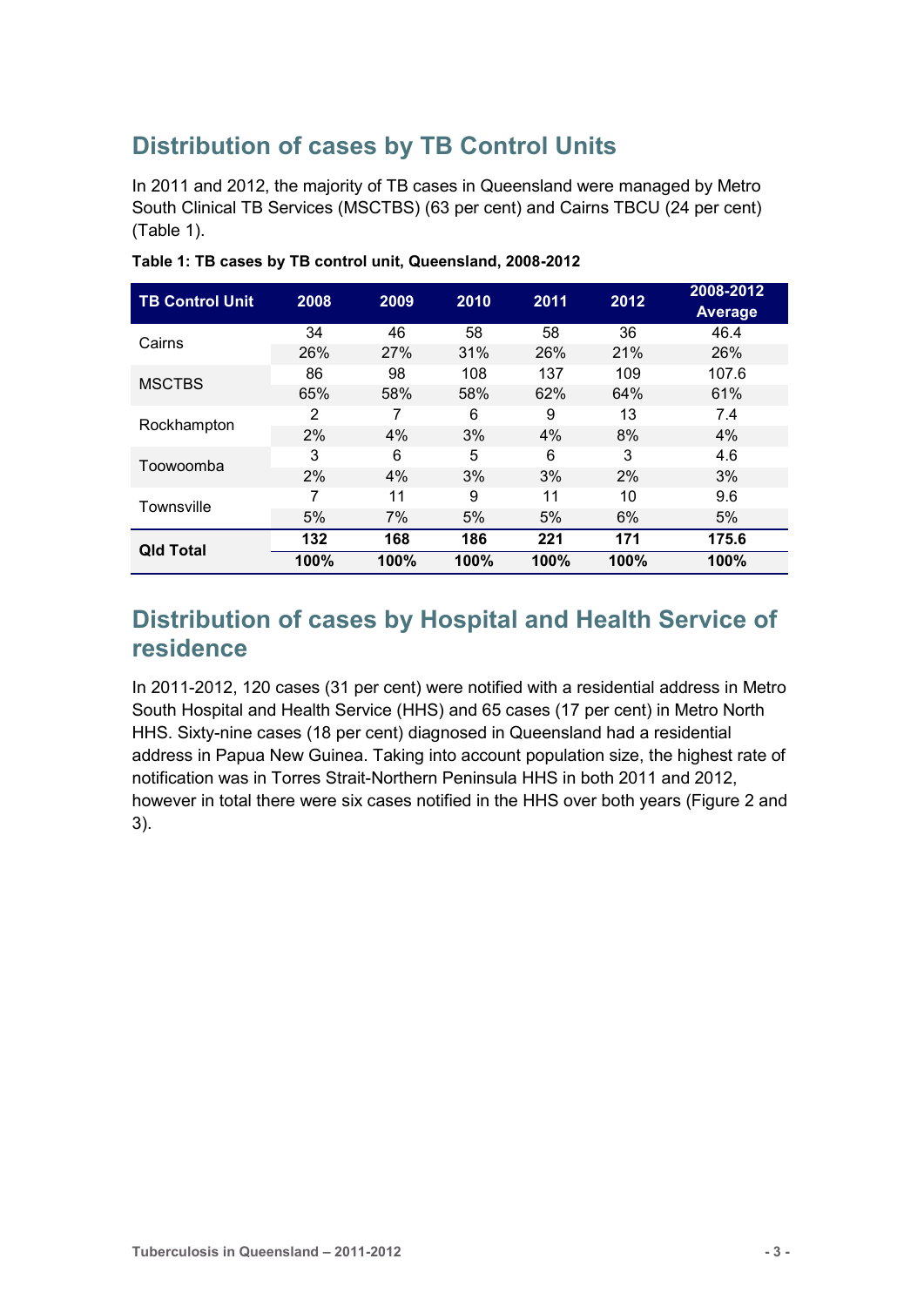## Distribution of cases by TB Control Units

In 2011 and 2012, the majority of TB cases in Queensland were managed by Metro South Clinical TB Services (MSCTBS) (63 per cent) and Cairns TBCU (24 per cent) (Table 1).

**Table 1: TB cases by TB control unit, Queensland, 2008-2012**

| TB Control Unit | 2008 | 2009 | 2010 | 2011 | 2012 | 2008-2012 Average |
|---|---|---|---|---|---|---|
| Cairns | 34 | 46 | 58 | 58 | 36 | 46.4 |
| | 26% | 27% | 31% | 26% | 21% | 26% |
| MSCTBS | 86 | 98 | 108 | 137 | 109 | 107.6 |
| | 65% | 58% | 58% | 62% | 64% | 61% |
| Rockhampton | 2 | 7 | 6 | 9 | 13 | 7.4 |
| | 2% | 4% | 3% | 4% | 8% | 4% |
| Toowoomba | 3 | 6 | 5 | 6 | 3 | 4.6 |
| | 2% | 4% | 3% | 3% | 2% | 3% |
| Townsville | 7 | 11 | 9 | 11 | 10 | 9.6 |
| | 5% | 7% | 5% | 5% | 6% | 5% |
| **Qld Total** | **132** | **168** | **186** | **221** | **171** | **175.6** |
| | **100%** | **100%** | **100%** | **100%** | **100%** | **100%** |

## Distribution of cases by Hospital and Health Service of residence

In 2011-2012, 120 cases (31 per cent) were notified with a residential address in Metro South Hospital and Health Service (HHS) and 65 cases (17 per cent) in Metro North HHS. Sixty-nine cases (18 per cent) diagnosed in Queensland had a residential address in Papua New Guinea. Taking into account population size, the highest rate of notification was in Torres Strait-Northern Peninsula HHS in both 2011 and 2012, however in total there were six cases notified in the HHS over both years (Figure 2 and 3).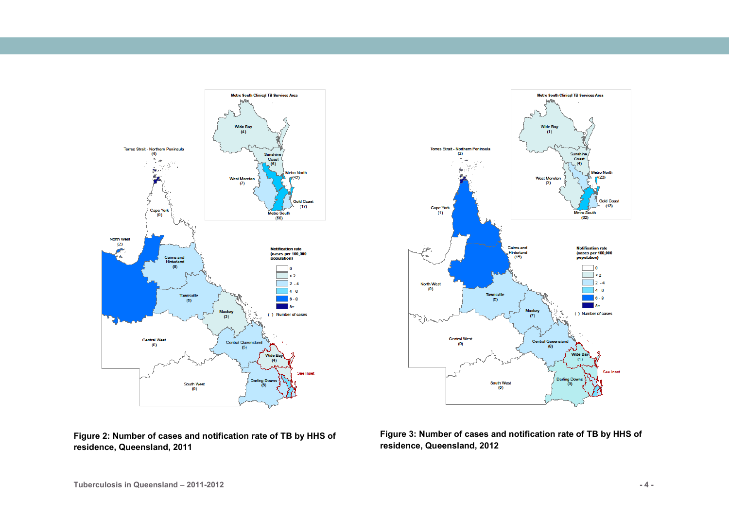**Figure 2: Number of cases and notification rate of TB by HHS of residence, Queensland, 2011**

**Figure 3: Number of cases and notification rate of TB by HHS of residence, Queensland, 2012**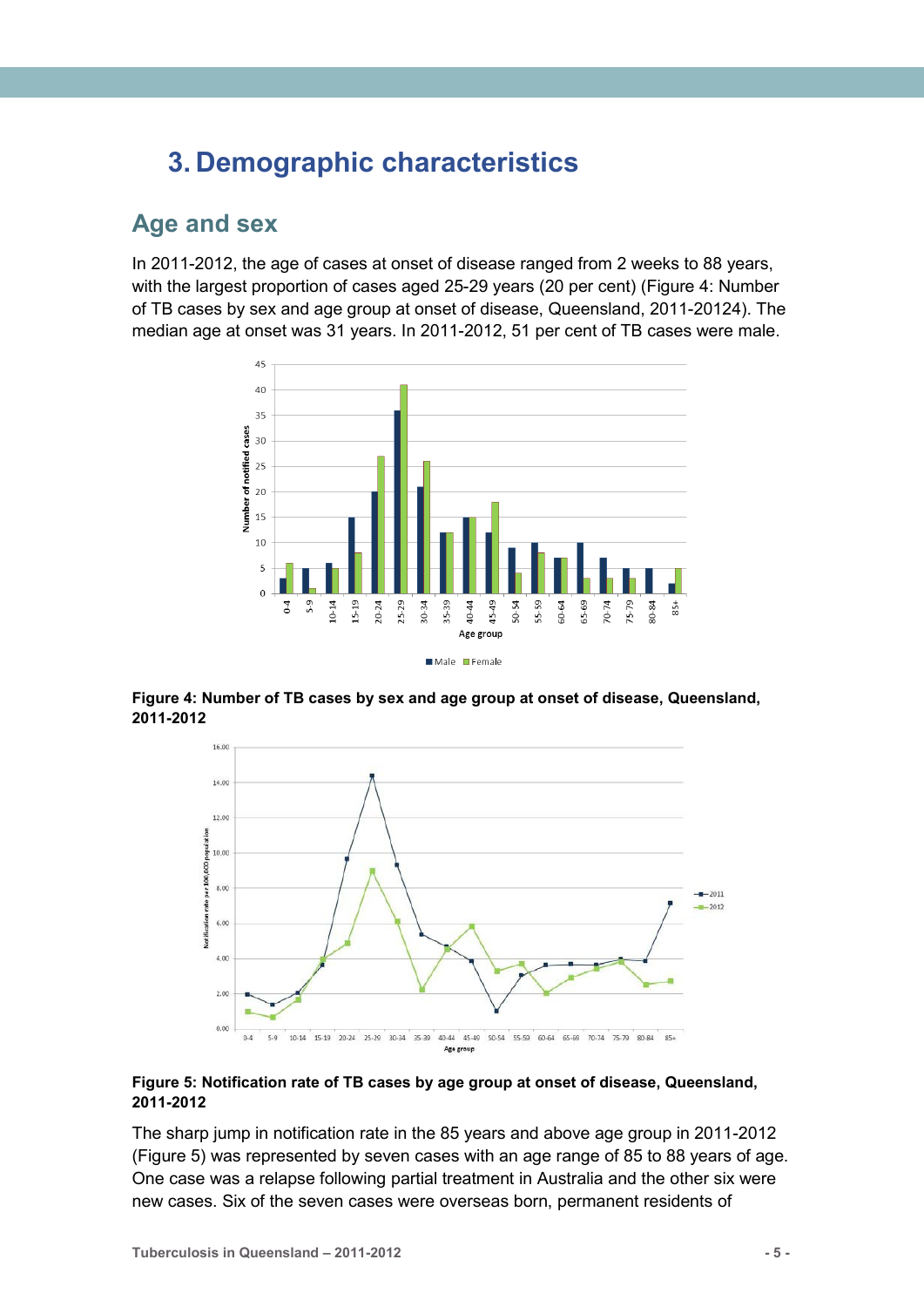# 3. Demographic characteristics

## Age and sex

In 2011-2012, the age of cases at onset of disease ranged from 2 weeks to 88 years, with the largest proportion of cases aged 25-29 years (20 per cent) (Figure 4: Number of TB cases by sex and age group at onset of disease, Queensland, 2011-20124). The median age at onset was 31 years. In 2011-2012, 51 per cent of TB cases were male.

**Figure 4: Number of TB cases by sex and age group at onset of disease, Queensland, 2011-2012**

**Figure 5: Notification rate of TB cases by age group at onset of disease, Queensland, 2011-2012**

The sharp jump in notification rate in the 85 years and above age group in 2011-2012 (Figure 5) was represented by seven cases with an age range of 85 to 88 years of age. One case was a relapse following partial treatment in Australia and the other six were new cases. Six of the seven cases were overseas born, permanent residents of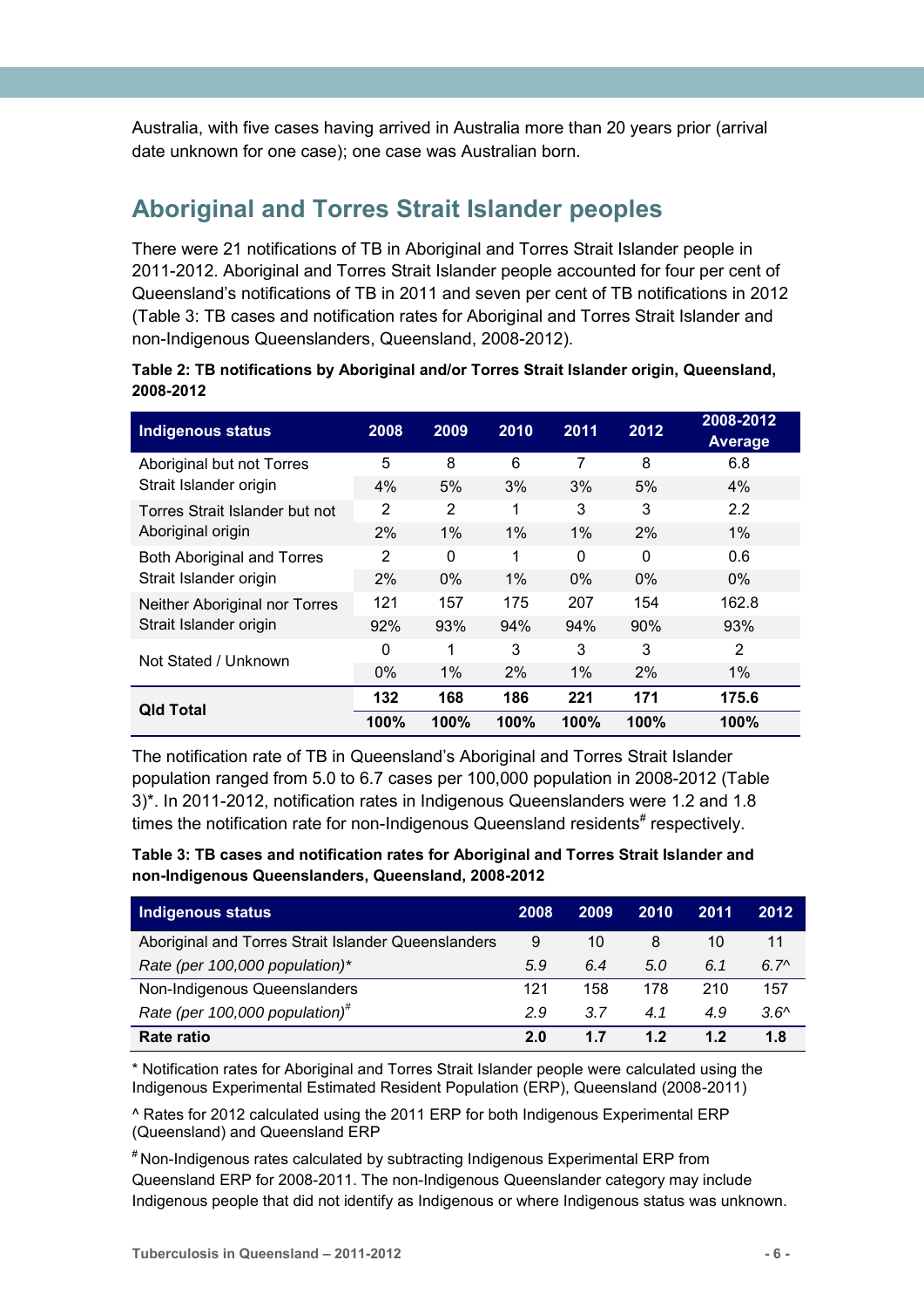Australia, with five cases having arrived in Australia more than 20 years prior (arrival date unknown for one case); one case was Australian born.

## Aboriginal and Torres Strait Islander peoples

There were 21 notifications of TB in Aboriginal and Torres Strait Islander people in 2011-2012. Aboriginal and Torres Strait Islander people accounted for four per cent of Queensland's notifications of TB in 2011 and seven per cent of TB notifications in 2012 (Table 3: TB cases and notification rates for Aboriginal and Torres Strait Islander and non-Indigenous Queenslanders, Queensland, 2008-2012).

**Table 2: TB notifications by Aboriginal and/or Torres Strait Islander origin, Queensland, 2008-2012**

| Indigenous status | 2008 | 2009 | 2010 | 2011 | 2012 | 2008-2012 Average |
|---|---|---|---|---|---|---|
| Aboriginal but not Torres Strait Islander origin | 5 | 8 | 6 | 7 | 8 | 6.8 |
| | 4% | 5% | 3% | 3% | 5% | 4% |
| Torres Strait Islander but not Aboriginal origin | 2 | 2 | 1 | 3 | 3 | 2.2 |
| | 2% | 1% | 1% | 1% | 2% | 1% |
| Both Aboriginal and Torres Strait Islander origin | 2 | 0 | 1 | 0 | 0 | 0.6 |
| | 2% | 0% | 1% | 0% | 0% | 0% |
| Neither Aboriginal nor Torres Strait Islander origin | 121 | 157 | 175 | 207 | 154 | 162.8 |
| | 92% | 93% | 94% | 94% | 90% | 93% |
| Not Stated / Unknown | 0 | 1 | 3 | 3 | 3 | 2 |
| | 0% | 1% | 2% | 1% | 2% | 1% |
| **Qld Total** | **132** | **168** | **186** | **221** | **171** | **175.6** |
| | **100%** | **100%** | **100%** | **100%** | **100%** | **100%** |

The notification rate of TB in Queensland's Aboriginal and Torres Strait Islander population ranged from 5.0 to 6.7 cases per 100,000 population in 2008-2012 (Table 3)*. In 2011-2012, notification rates in Indigenous Queenslanders were 1.2 and 1.8 times the notification rate for non-Indigenous Queensland residents# respectively.

**Table 3: TB cases and notification rates for Aboriginal and Torres Strait Islander and non-Indigenous Queenslanders, Queensland, 2008-2012**

| Indigenous status | 2008 | 2009 | 2010 | 2011 | 2012 |
|---|---|---|---|---|---|
| Aboriginal and Torres Strait Islander Queenslanders | 9 | 10 | 8 | 10 | 11 |
| *Rate (per 100,000 population)** | *5.9* | *6.4* | *5.0* | *6.1* | *6.7^* |
| Non-Indigenous Queenslanders | 121 | 158 | 178 | 210 | 157 |
| *Rate (per 100,000 population)#* | *2.9* | *3.7* | *4.1* | *4.9* | *3.6^* |
| **Rate ratio** | **2.0** | **1.7** | **1.2** | **1.2** | **1.8** |

* Notification rates for Aboriginal and Torres Strait Islander people were calculated using the Indigenous Experimental Estimated Resident Population (ERP), Queensland (2008-2011)

^ Rates for 2012 calculated using the 2011 ERP for both Indigenous Experimental ERP (Queensland) and Queensland ERP

# Non-Indigenous rates calculated by subtracting Indigenous Experimental ERP from Queensland ERP for 2008-2011. The non-Indigenous Queenslander category may include Indigenous people that did not identify as Indigenous or where Indigenous status was unknown.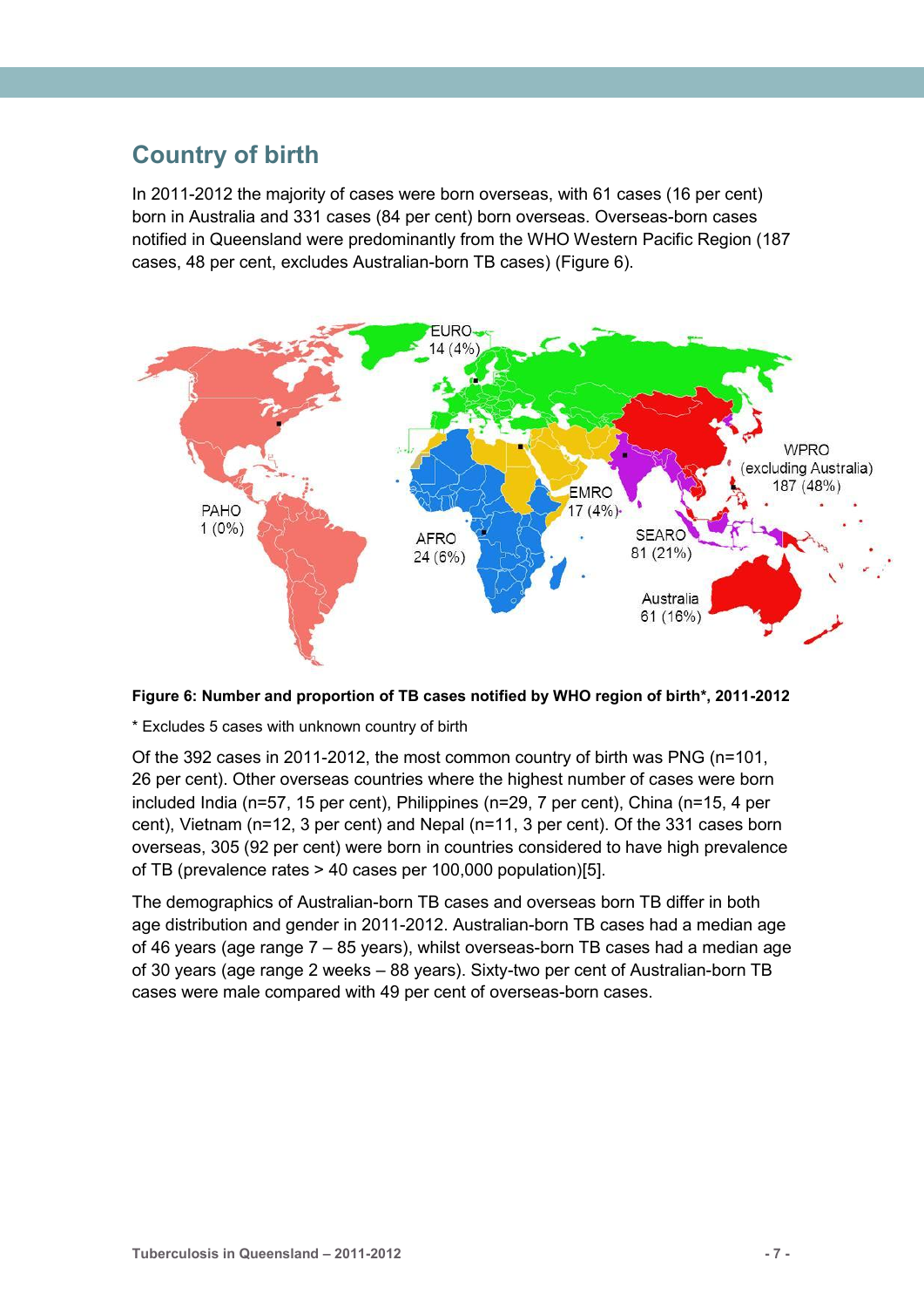## Country of birth

In 2011-2012 the majority of cases were born overseas, with 61 cases (16 per cent) born in Australia and 331 cases (84 per cent) born overseas. Overseas-born cases notified in Queensland were predominantly from the WHO Western Pacific Region (187 cases, 48 per cent, excludes Australian-born TB cases) (Figure 6).

**Figure 6: Number and proportion of TB cases notified by WHO region of birth*, 2011-2012**

* Excludes 5 cases with unknown country of birth

Of the 392 cases in 2011-2012, the most common country of birth was PNG (n=101, 26 per cent). Other overseas countries where the highest number of cases were born included India (n=57, 15 per cent), Philippines (n=29, 7 per cent), China (n=15, 4 per cent), Vietnam (n=12, 3 per cent) and Nepal (n=11, 3 per cent). Of the 331 cases born overseas, 305 (92 per cent) were born in countries considered to have high prevalence of TB (prevalence rates > 40 cases per 100,000 population)[5].

The demographics of Australian-born TB cases and overseas born TB differ in both age distribution and gender in 2011-2012. Australian-born TB cases had a median age of 46 years (age range 7 – 85 years), whilst overseas-born TB cases had a median age of 30 years (age range 2 weeks – 88 years). Sixty-two per cent of Australian-born TB cases were male compared with 49 per cent of overseas-born cases.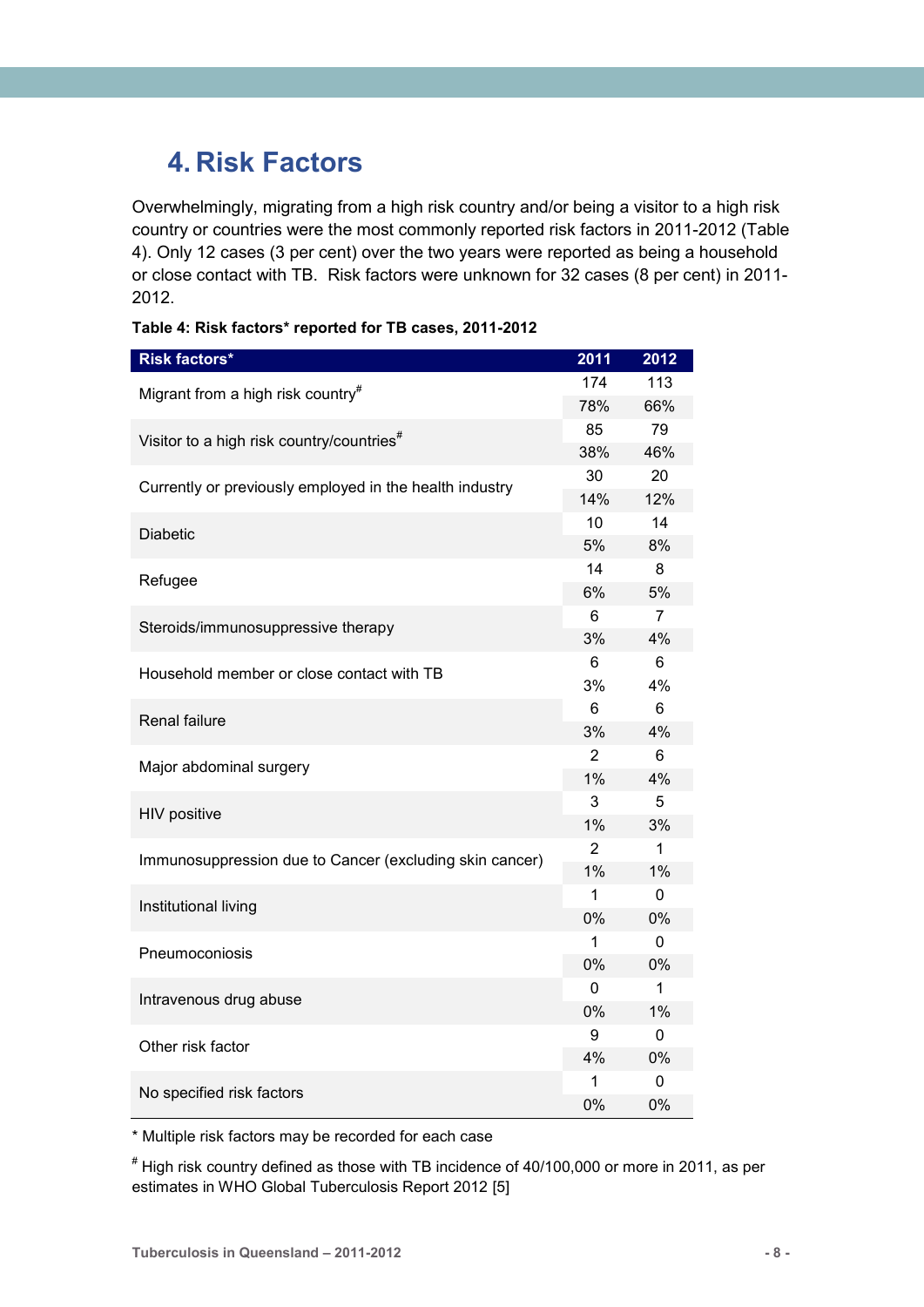# 4. Risk Factors

Overwhelmingly, migrating from a high risk country and/or being a visitor to a high risk country or countries were the most commonly reported risk factors in 2011-2012 (Table 4). Only 12 cases (3 per cent) over the two years were reported as being a household or close contact with TB. Risk factors were unknown for 32 cases (8 per cent) in 2011-2012.

**Table 4: Risk factors* reported for TB cases, 2011-2012**

| Risk factors* | 2011 | 2012 |
|---|---|---|
| Migrant from a high risk country# | 174 | 113 |
| | 78% | 66% |
| Visitor to a high risk country/countries# | 85 | 79 |
| | 38% | 46% |
| Currently or previously employed in the health industry | 30 | 20 |
| | 14% | 12% |
| Diabetic | 10 | 14 |
| | 5% | 8% |
| Refugee | 14 | 8 |
| | 6% | 5% |
| Steroids/immunosuppressive therapy | 6 | 7 |
| | 3% | 4% |
| Household member or close contact with TB | 6 | 6 |
| | 3% | 4% |
| Renal failure | 6 | 6 |
| | 3% | 4% |
| Major abdominal surgery | 2 | 6 |
| | 1% | 4% |
| HIV positive | 3 | 5 |
| | 1% | 3% |
| Immunosuppression due to Cancer (excluding skin cancer) | 2 | 1 |
| | 1% | 1% |
| Institutional living | 1 | 0 |
| | 0% | 0% |
| Pneumoconiosis | 1 | 0 |
| | 0% | 0% |
| Intravenous drug abuse | 0 | 1 |
| | 0% | 1% |
| Other risk factor | 9 | 0 |
| | 4% | 0% |
| No specified risk factors | 1 | 0 |
| | 0% | 0% |

\* Multiple risk factors may be recorded for each case

# High risk country defined as those with TB incidence of 40/100,000 or more in 2011, as per estimates in WHO Global Tuberculosis Report 2012 [5]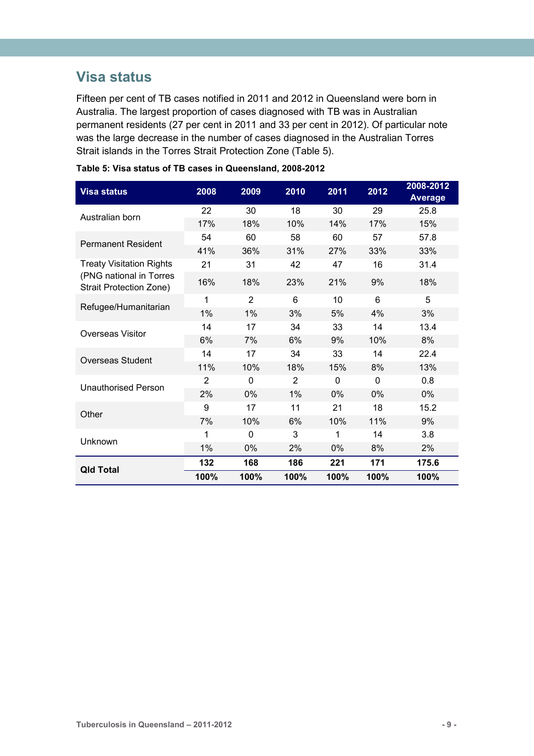## Visa status

Fifteen per cent of TB cases notified in 2011 and 2012 in Queensland were born in Australia. The largest proportion of cases diagnosed with TB was in Australian permanent residents (27 per cent in 2011 and 33 per cent in 2012). Of particular note was the large decrease in the number of cases diagnosed in the Australian Torres Strait islands in the Torres Strait Protection Zone (Table 5).

**Table 5: Visa status of TB cases in Queensland, 2008-2012**

| Visa status | 2008 | 2009 | 2010 | 2011 | 2012 | 2008-2012 Average |
|---|---|---|---|---|---|---|
| Australian born | 22 | 30 | 18 | 30 | 29 | 25.8 |
| | 17% | 18% | 10% | 14% | 17% | 15% |
| Permanent Resident | 54 | 60 | 58 | 60 | 57 | 57.8 |
| | 41% | 36% | 31% | 27% | 33% | 33% |
| Treaty Visitation Rights (PNG national in Torres Strait Protection Zone) | 21 | 31 | 42 | 47 | 16 | 31.4 |
| | 16% | 18% | 23% | 21% | 9% | 18% |
| Refugee/Humanitarian | 1 | 2 | 6 | 10 | 6 | 5 |
| | 1% | 1% | 3% | 5% | 4% | 3% |
| Overseas Visitor | 14 | 17 | 34 | 33 | 14 | 13.4 |
| | 6% | 7% | 6% | 9% | 10% | 8% |
| Overseas Student | 14 | 17 | 34 | 33 | 14 | 22.4 |
| | 11% | 10% | 18% | 15% | 8% | 13% |
| Unauthorised Person | 2 | 0 | 2 | 0 | 0 | 0.8 |
| | 2% | 0% | 1% | 0% | 0% | 0% |
| Other | 9 | 17 | 11 | 21 | 18 | 15.2 |
| | 7% | 10% | 6% | 10% | 11% | 9% |
| Unknown | 1 | 0 | 3 | 1 | 14 | 3.8 |
| | 1% | 0% | 2% | 0% | 8% | 2% |
| **Qld Total** | **132** | **168** | **186** | **221** | **171** | **175.6** |
| | **100%** | **100%** | **100%** | **100%** | **100%** | **100%** |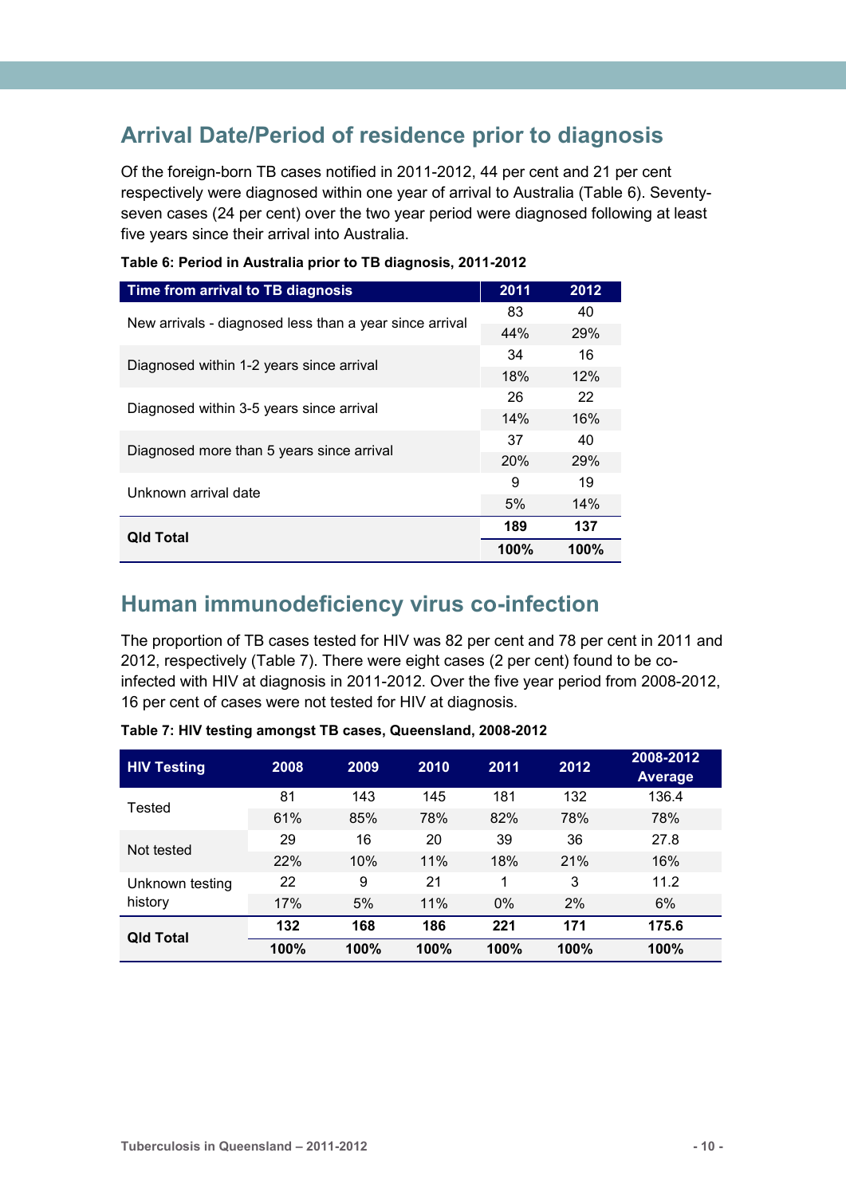## Arrival Date/Period of residence prior to diagnosis

Of the foreign-born TB cases notified in 2011-2012, 44 per cent and 21 per cent respectively were diagnosed within one year of arrival to Australia (Table 6). Seventy-seven cases (24 per cent) over the two year period were diagnosed following at least five years since their arrival into Australia.

**Table 6: Period in Australia prior to TB diagnosis, 2011-2012**

| Time from arrival to TB diagnosis | 2011 | 2012 |
|---|---|---|
| New arrivals - diagnosed less than a year since arrival | 83 | 40 |
| | 44% | 29% |
| Diagnosed within 1-2 years since arrival | 34 | 16 |
| | 18% | 12% |
| Diagnosed within 3-5 years since arrival | 26 | 22 |
| | 14% | 16% |
| Diagnosed more than 5 years since arrival | 37 | 40 |
| | 20% | 29% |
| Unknown arrival date | 9 | 19 |
| | 5% | 14% |
| **Qld Total** | **189** | **137** |
| | **100%** | **100%** |

## Human immunodeficiency virus co-infection

The proportion of TB cases tested for HIV was 82 per cent and 78 per cent in 2011 and 2012, respectively (Table 7). There were eight cases (2 per cent) found to be co-infected with HIV at diagnosis in 2011-2012. Over the five year period from 2008-2012, 16 per cent of cases were not tested for HIV at diagnosis.

**Table 7: HIV testing amongst TB cases, Queensland, 2008-2012**

| HIV Testing | 2008 | 2009 | 2010 | 2011 | 2012 | 2008-2012 Average |
|---|---|---|---|---|---|---|
| Tested | 81 | 143 | 145 | 181 | 132 | 136.4 |
| | 61% | 85% | 78% | 82% | 78% | 78% |
| Not tested | 29 | 16 | 20 | 39 | 36 | 27.8 |
| | 22% | 10% | 11% | 18% | 21% | 16% |
| Unknown testing history | 22 | 9 | 21 | 1 | 3 | 11.2 |
| | 17% | 5% | 11% | 0% | 2% | 6% |
| **Qld Total** | **132** | **168** | **186** | **221** | **171** | **175.6** |
| | **100%** | **100%** | **100%** | **100%** | **100%** | **100%** |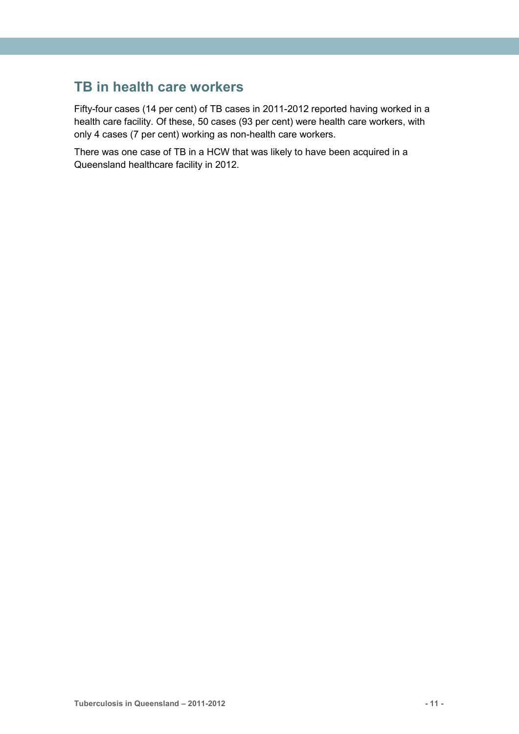## TB in health care workers

Fifty-four cases (14 per cent) of TB cases in 2011-2012 reported having worked in a health care facility. Of these, 50 cases (93 per cent) were health care workers, with only 4 cases (7 per cent) working as non-health care workers.

There was one case of TB in a HCW that was likely to have been acquired in a Queensland healthcare facility in 2012.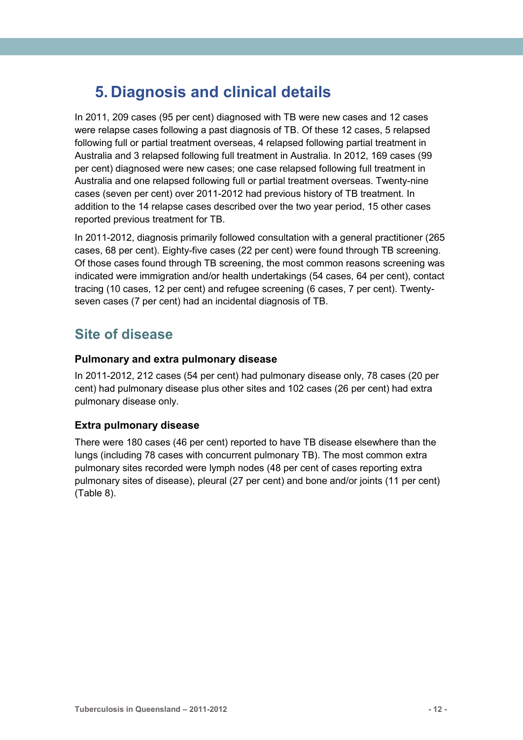# 5. Diagnosis and clinical details

In 2011, 209 cases (95 per cent) diagnosed with TB were new cases and 12 cases were relapse cases following a past diagnosis of TB. Of these 12 cases, 5 relapsed following full or partial treatment overseas, 4 relapsed following partial treatment in Australia and 3 relapsed following full treatment in Australia. In 2012, 169 cases (99 per cent) diagnosed were new cases; one case relapsed following full treatment in Australia and one relapsed following full or partial treatment overseas. Twenty-nine cases (seven per cent) over 2011-2012 had previous history of TB treatment. In addition to the 14 relapse cases described over the two year period, 15 other cases reported previous treatment for TB.

In 2011-2012, diagnosis primarily followed consultation with a general practitioner (265 cases, 68 per cent). Eighty-five cases (22 per cent) were found through TB screening. Of those cases found through TB screening, the most common reasons screening was indicated were immigration and/or health undertakings (54 cases, 64 per cent), contact tracing (10 cases, 12 per cent) and refugee screening (6 cases, 7 per cent). Twenty-seven cases (7 per cent) had an incidental diagnosis of TB.

## Site of disease

### Pulmonary and extra pulmonary disease

In 2011-2012, 212 cases (54 per cent) had pulmonary disease only, 78 cases (20 per cent) had pulmonary disease plus other sites and 102 cases (26 per cent) had extra pulmonary disease only.

### Extra pulmonary disease

There were 180 cases (46 per cent) reported to have TB disease elsewhere than the lungs (including 78 cases with concurrent pulmonary TB). The most common extra pulmonary sites recorded were lymph nodes (48 per cent of cases reporting extra pulmonary sites of disease), pleural (27 per cent) and bone and/or joints (11 per cent) (Table 8).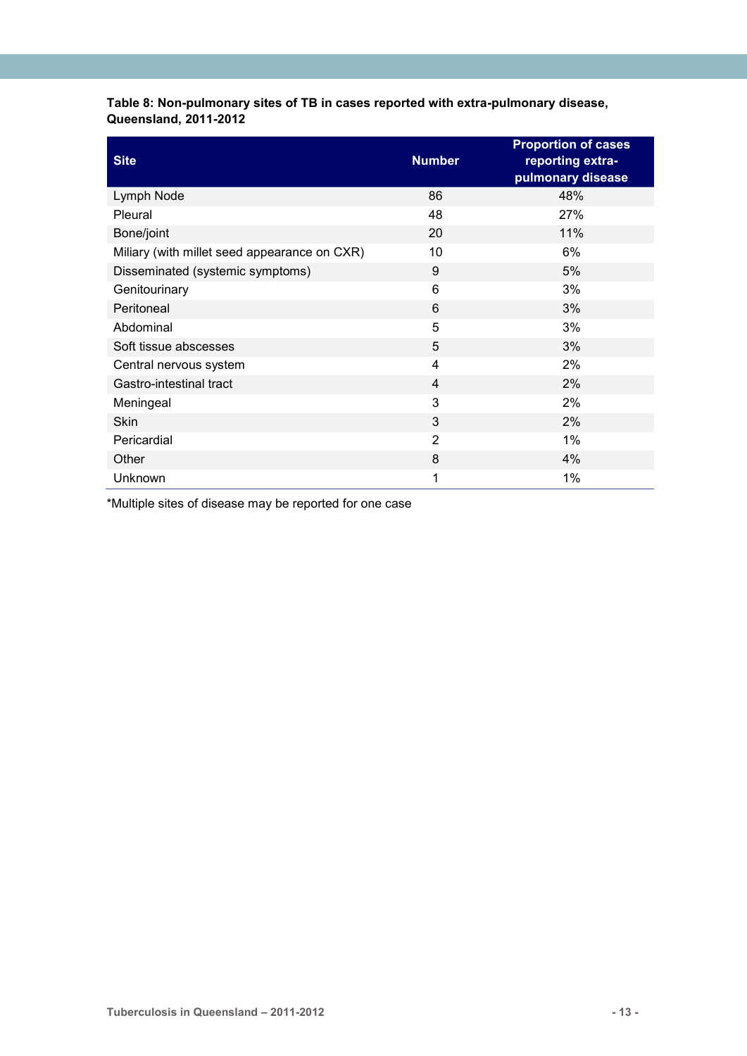**Table 8: Non-pulmonary sites of TB in cases reported with extra-pulmonary disease, Queensland, 2011-2012**

| Site | Number | Proportion of cases reporting extra-pulmonary disease |
|---|---|---|
| Lymph Node | 86 | 48% |
| Pleural | 48 | 27% |
| Bone/joint | 20 | 11% |
| Miliary (with millet seed appearance on CXR) | 10 | 6% |
| Disseminated (systemic symptoms) | 9 | 5% |
| Genitourinary | 6 | 3% |
| Peritoneal | 6 | 3% |
| Abdominal | 5 | 3% |
| Soft tissue abscesses | 5 | 3% |
| Central nervous system | 4 | 2% |
| Gastro-intestinal tract | 4 | 2% |
| Meningeal | 3 | 2% |
| Skin | 3 | 2% |
| Pericardial | 2 | 1% |
| Other | 8 | 4% |
| Unknown | 1 | 1% |

*Multiple sites of disease may be reported for one case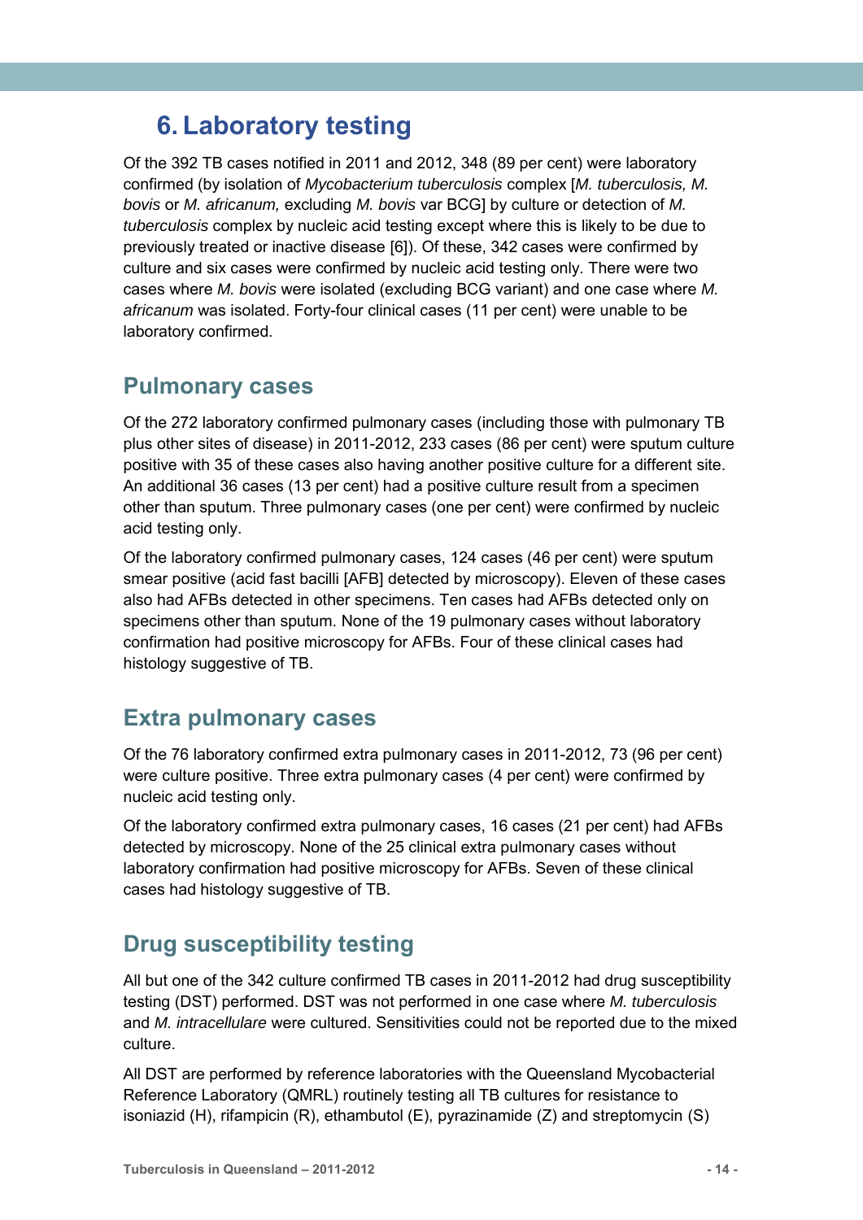# 6. Laboratory testing

Of the 392 TB cases notified in 2011 and 2012, 348 (89 per cent) were laboratory confirmed (by isolation of *Mycobacterium tuberculosis* complex [*M. tuberculosis, M. bovis* or *M. africanum,* excluding *M. bovis* var BCG] by culture or detection of *M. tuberculosis* complex by nucleic acid testing except where this is likely to be due to previously treated or inactive disease [6]). Of these, 342 cases were confirmed by culture and six cases were confirmed by nucleic acid testing only. There were two cases where *M. bovis* were isolated (excluding BCG variant) and one case where *M. africanum* was isolated. Forty-four clinical cases (11 per cent) were unable to be laboratory confirmed.

## Pulmonary cases

Of the 272 laboratory confirmed pulmonary cases (including those with pulmonary TB plus other sites of disease) in 2011-2012, 233 cases (86 per cent) were sputum culture positive with 35 of these cases also having another positive culture for a different site. An additional 36 cases (13 per cent) had a positive culture result from a specimen other than sputum. Three pulmonary cases (one per cent) were confirmed by nucleic acid testing only.

Of the laboratory confirmed pulmonary cases, 124 cases (46 per cent) were sputum smear positive (acid fast bacilli [AFB] detected by microscopy). Eleven of these cases also had AFBs detected in other specimens. Ten cases had AFBs detected only on specimens other than sputum. None of the 19 pulmonary cases without laboratory confirmation had positive microscopy for AFBs. Four of these clinical cases had histology suggestive of TB.

## Extra pulmonary cases

Of the 76 laboratory confirmed extra pulmonary cases in 2011-2012, 73 (96 per cent) were culture positive. Three extra pulmonary cases (4 per cent) were confirmed by nucleic acid testing only.

Of the laboratory confirmed extra pulmonary cases, 16 cases (21 per cent) had AFBs detected by microscopy. None of the 25 clinical extra pulmonary cases without laboratory confirmation had positive microscopy for AFBs. Seven of these clinical cases had histology suggestive of TB.

## Drug susceptibility testing

All but one of the 342 culture confirmed TB cases in 2011-2012 had drug susceptibility testing (DST) performed. DST was not performed in one case where *M. tuberculosis* and *M. intracellulare* were cultured. Sensitivities could not be reported due to the mixed culture.

All DST are performed by reference laboratories with the Queensland Mycobacterial Reference Laboratory (QMRL) routinely testing all TB cultures for resistance to isoniazid (H), rifampicin (R), ethambutol (E), pyrazinamide (Z) and streptomycin (S)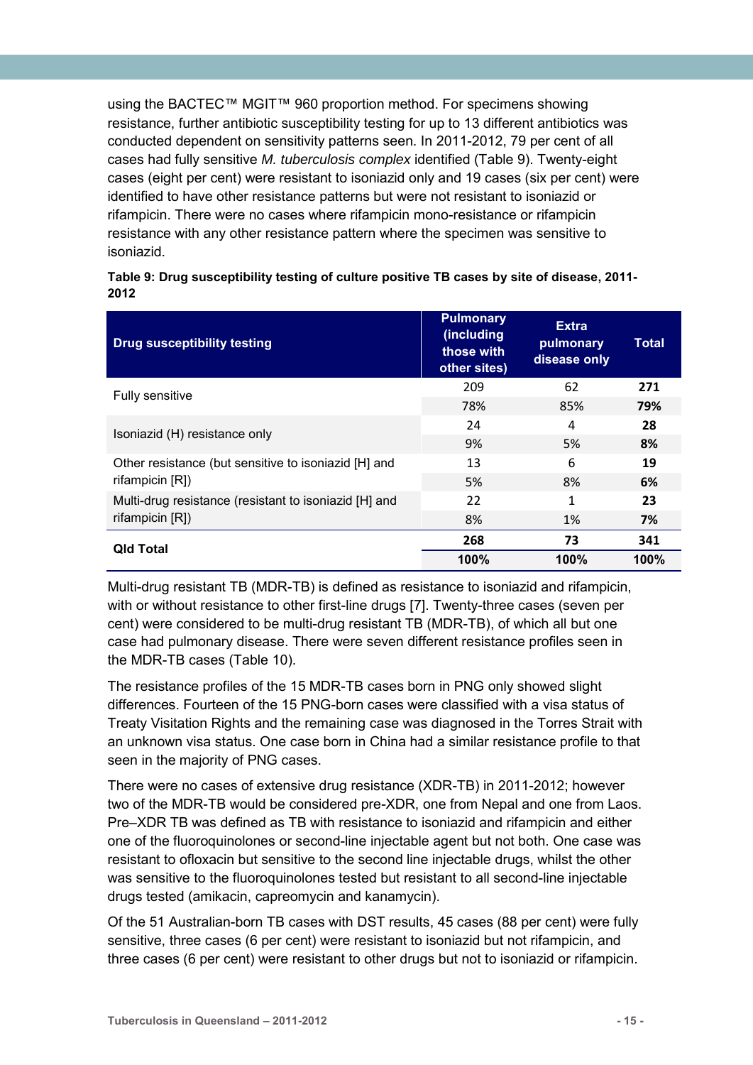using the BACTEC™ MGIT™ 960 proportion method. For specimens showing resistance, further antibiotic susceptibility testing for up to 13 different antibiotics was conducted dependent on sensitivity patterns seen. In 2011-2012, 79 per cent of all cases had fully sensitive *M. tuberculosis complex* identified (Table 9). Twenty-eight cases (eight per cent) were resistant to isoniazid only and 19 cases (six per cent) were identified to have other resistance patterns but were not resistant to isoniazid or rifampicin. There were no cases where rifampicin mono-resistance or rifampicin resistance with any other resistance pattern where the specimen was sensitive to isoniazid.

**Table 9: Drug susceptibility testing of culture positive TB cases by site of disease, 2011-2012**

| Drug susceptibility testing | Pulmonary (including those with other sites) | Extra pulmonary disease only | Total |
|---|---|---|---|
| Fully sensitive | 209 | 62 | **271** |
| | 78% | 85% | **79%** |
| Isoniazid (H) resistance only | 24 | 4 | **28** |
| | 9% | 5% | **8%** |
| Other resistance (but sensitive to isoniazid [H] and rifampicin [R]) | 13 | 6 | **19** |
| | 5% | 8% | **6%** |
| Multi-drug resistance (resistant to isoniazid [H] and rifampicin [R]) | 22 | 1 | **23** |
| | 8% | 1% | **7%** |
| **Qld Total** | **268** | **73** | **341** |
| | **100%** | **100%** | **100%** |

Multi-drug resistant TB (MDR-TB) is defined as resistance to isoniazid and rifampicin, with or without resistance to other first-line drugs [7]. Twenty-three cases (seven per cent) were considered to be multi-drug resistant TB (MDR-TB), of which all but one case had pulmonary disease. There were seven different resistance profiles seen in the MDR-TB cases (Table 10).

The resistance profiles of the 15 MDR-TB cases born in PNG only showed slight differences. Fourteen of the 15 PNG-born cases were classified with a visa status of Treaty Visitation Rights and the remaining case was diagnosed in the Torres Strait with an unknown visa status. One case born in China had a similar resistance profile to that seen in the majority of PNG cases.

There were no cases of extensive drug resistance (XDR-TB) in 2011-2012; however two of the MDR-TB would be considered pre-XDR, one from Nepal and one from Laos. Pre–XDR TB was defined as TB with resistance to isoniazid and rifampicin and either one of the fluoroquinolones or second-line injectable agent but not both. One case was resistant to ofloxacin but sensitive to the second line injectable drugs, whilst the other was sensitive to the fluoroquinolones tested but resistant to all second-line injectable drugs tested (amikacin, capreomycin and kanamycin).

Of the 51 Australian-born TB cases with DST results, 45 cases (88 per cent) were fully sensitive, three cases (6 per cent) were resistant to isoniazid but not rifampicin, and three cases (6 per cent) were resistant to other drugs but not to isoniazid or rifampicin.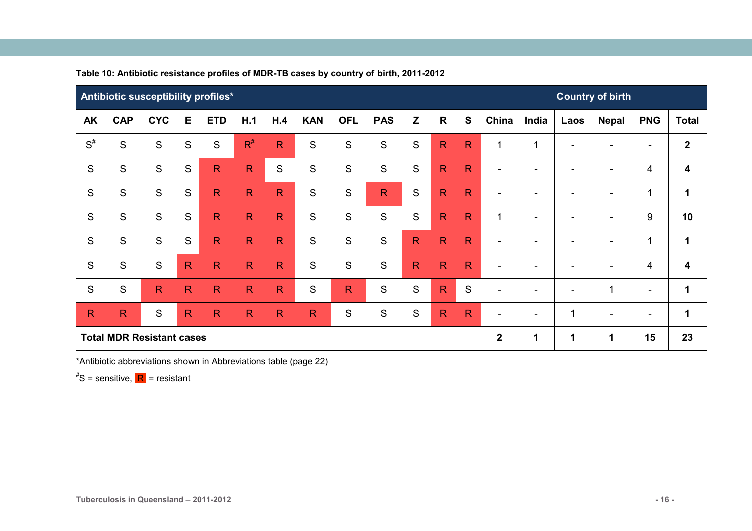**Table 10: Antibiotic resistance profiles of MDR-TB cases by country of birth, 2011-2012**

| Antibiotic susceptibility profiles* | | | | | | | | | | | | | Country of birth | | | | | |
|---|---|---|---|---|---|---|---|---|---|---|---|---|---|---|---|---|---|---|
| AK | CAP | CYC | E | ETD | H.1 | H.4 | KAN | OFL | PAS | Z | R | S | China | India | Laos | Nepal | PNG | Total |
| S[#] | S | S | S | S | R[#] | R | S | S | S | S | R | R | 1 | 1 | - | - | - | **2** |
| S | S | S | S | R | R | S | S | S | S | S | R | R | - | - | - | - | 4 | **4** |
| S | S | S | S | R | R | R | S | S | R | S | R | R | - | - | - | - | 1 | **1** |
| S | S | S | S | R | R | R | S | S | S | S | R | R | 1 | - | - | - | 9 | **10** |
| S | S | S | S | R | R | R | S | S | S | R | R | R | - | - | - | - | 1 | **1** |
| S | S | S | R | R | R | R | S | S | S | R | R | R | - | - | - | - | 4 | **4** |
| S | S | R | R | R | R | R | S | R | S | S | R | S | - | - | - | 1 | - | **1** |
| R | R | S | R | R | R | R | R | S | S | S | R | R | - | - | 1 | - | - | **1** |
| **Total MDR Resistant cases** | | | | | | | | | | | | | **2** | **1** | **1** | **1** | **15** | **23** |

*Antibiotic abbreviations shown in Abbreviations table (page 22)

[#]S = sensitive, R = resistant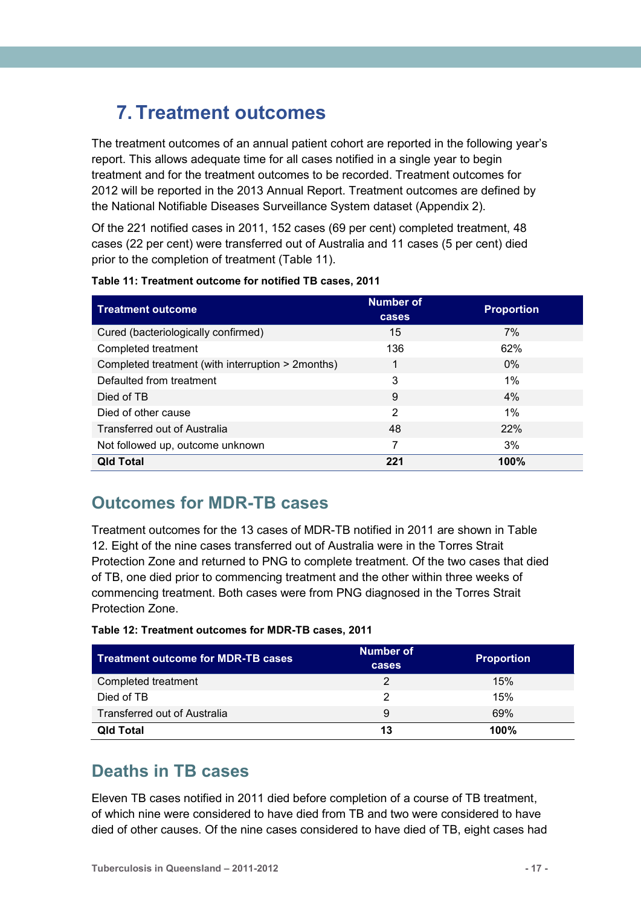# 7. Treatment outcomes

The treatment outcomes of an annual patient cohort are reported in the following year's report. This allows adequate time for all cases notified in a single year to begin treatment and for the treatment outcomes to be recorded. Treatment outcomes for 2012 will be reported in the 2013 Annual Report. Treatment outcomes are defined by the National Notifiable Diseases Surveillance System dataset (Appendix 2).

Of the 221 notified cases in 2011, 152 cases (69 per cent) completed treatment, 48 cases (22 per cent) were transferred out of Australia and 11 cases (5 per cent) died prior to the completion of treatment (Table 11).

**Table 11: Treatment outcome for notified TB cases, 2011**

| Treatment outcome | Number of cases | Proportion |
|---|---|---|
| Cured (bacteriologically confirmed) | 15 | 7% |
| Completed treatment | 136 | 62% |
| Completed treatment (with interruption > 2months) | 1 | 0% |
| Defaulted from treatment | 3 | 1% |
| Died of TB | 9 | 4% |
| Died of other cause | 2 | 1% |
| Transferred out of Australia | 48 | 22% |
| Not followed up, outcome unknown | 7 | 3% |
| **Qld Total** | **221** | **100%** |

## Outcomes for MDR-TB cases

Treatment outcomes for the 13 cases of MDR-TB notified in 2011 are shown in Table 12. Eight of the nine cases transferred out of Australia were in the Torres Strait Protection Zone and returned to PNG to complete treatment. Of the two cases that died of TB, one died prior to commencing treatment and the other within three weeks of commencing treatment. Both cases were from PNG diagnosed in the Torres Strait Protection Zone.

**Table 12: Treatment outcomes for MDR-TB cases, 2011**

| Treatment outcome for MDR-TB cases | Number of cases | Proportion |
|---|---|---|
| Completed treatment | 2 | 15% |
| Died of TB | 2 | 15% |
| Transferred out of Australia | 9 | 69% |
| **Qld Total** | **13** | **100%** |

## Deaths in TB cases

Eleven TB cases notified in 2011 died before completion of a course of TB treatment, of which nine were considered to have died from TB and two were considered to have died of other causes. Of the nine cases considered to have died of TB, eight cases had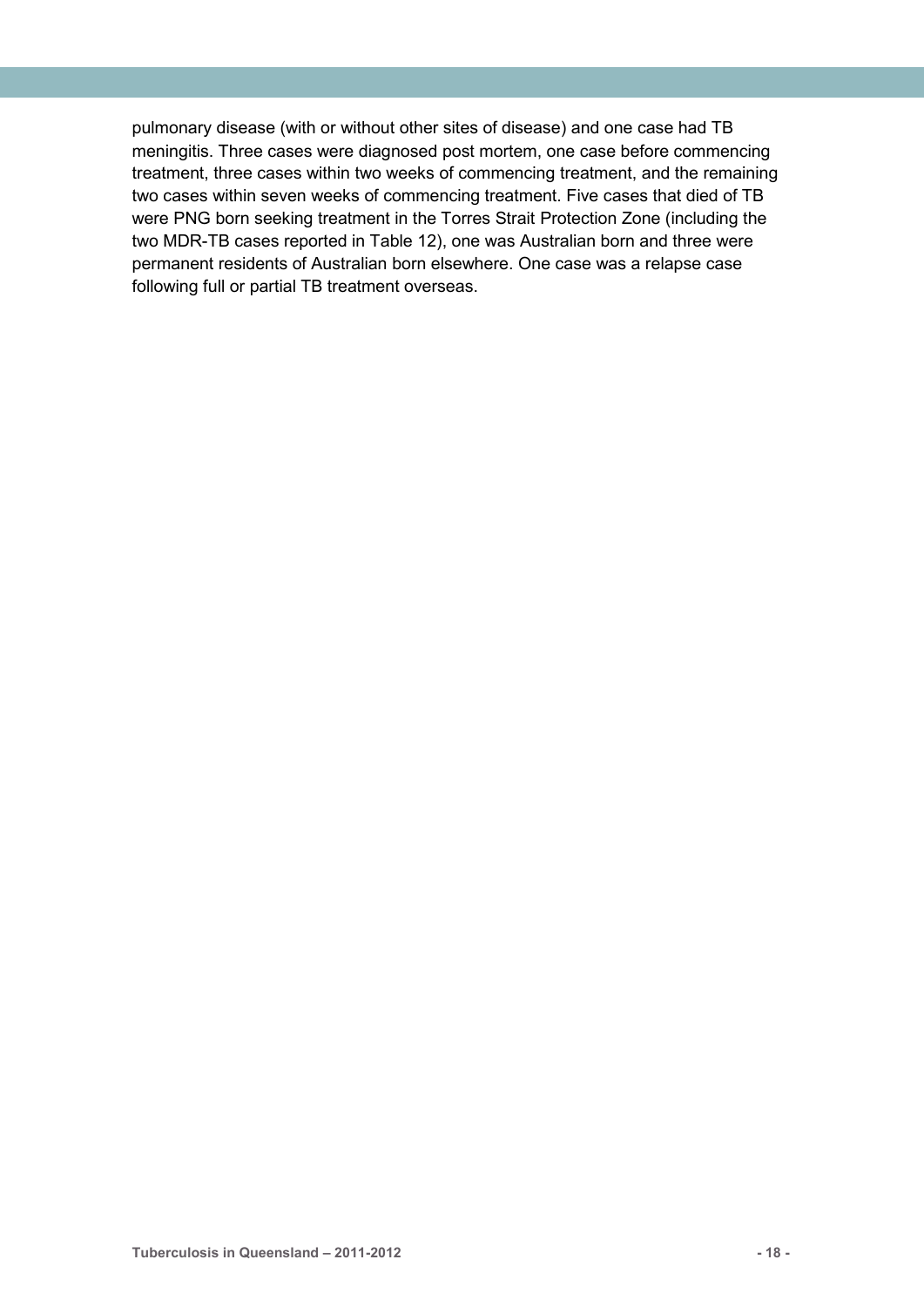pulmonary disease (with or without other sites of disease) and one case had TB meningitis. Three cases were diagnosed post mortem, one case before commencing treatment, three cases within two weeks of commencing treatment, and the remaining two cases within seven weeks of commencing treatment. Five cases that died of TB were PNG born seeking treatment in the Torres Strait Protection Zone (including the two MDR-TB cases reported in Table 12), one was Australian born and three were permanent residents of Australian born elsewhere. One case was a relapse case following full or partial TB treatment overseas.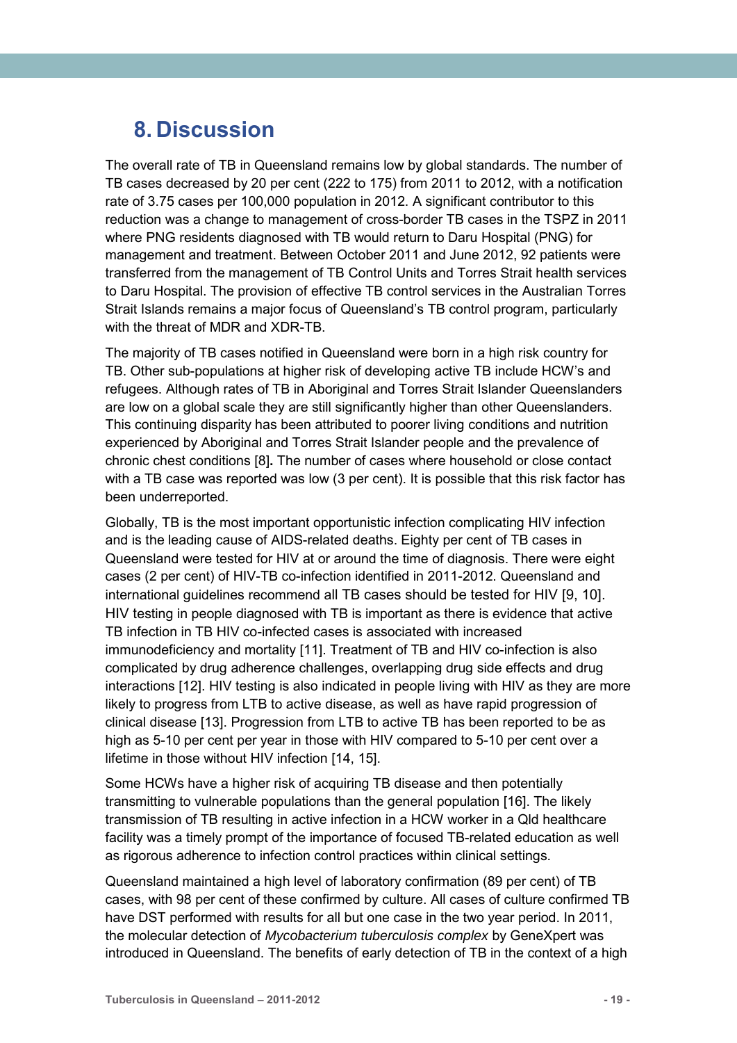# 8. Discussion

The overall rate of TB in Queensland remains low by global standards. The number of TB cases decreased by 20 per cent (222 to 175) from 2011 to 2012, with a notification rate of 3.75 cases per 100,000 population in 2012. A significant contributor to this reduction was a change to management of cross-border TB cases in the TSPZ in 2011 where PNG residents diagnosed with TB would return to Daru Hospital (PNG) for management and treatment. Between October 2011 and June 2012, 92 patients were transferred from the management of TB Control Units and Torres Strait health services to Daru Hospital. The provision of effective TB control services in the Australian Torres Strait Islands remains a major focus of Queensland's TB control program, particularly with the threat of MDR and XDR-TB.

The majority of TB cases notified in Queensland were born in a high risk country for TB. Other sub-populations at higher risk of developing active TB include HCW's and refugees. Although rates of TB in Aboriginal and Torres Strait Islander Queenslanders are low on a global scale they are still significantly higher than other Queenslanders. This continuing disparity has been attributed to poorer living conditions and nutrition experienced by Aboriginal and Torres Strait Islander people and the prevalence of chronic chest conditions [8]**.** The number of cases where household or close contact with a TB case was reported was low (3 per cent). It is possible that this risk factor has been underreported.

Globally, TB is the most important opportunistic infection complicating HIV infection and is the leading cause of AIDS-related deaths. Eighty per cent of TB cases in Queensland were tested for HIV at or around the time of diagnosis. There were eight cases (2 per cent) of HIV-TB co-infection identified in 2011-2012. Queensland and international guidelines recommend all TB cases should be tested for HIV [9, 10]. HIV testing in people diagnosed with TB is important as there is evidence that active TB infection in TB HIV co-infected cases is associated with increased immunodeficiency and mortality [11]. Treatment of TB and HIV co-infection is also complicated by drug adherence challenges, overlapping drug side effects and drug interactions [12]. HIV testing is also indicated in people living with HIV as they are more likely to progress from LTB to active disease, as well as have rapid progression of clinical disease [13]. Progression from LTB to active TB has been reported to be as high as 5-10 per cent per year in those with HIV compared to 5-10 per cent over a lifetime in those without HIV infection [14, 15].

Some HCWs have a higher risk of acquiring TB disease and then potentially transmitting to vulnerable populations than the general population [16]. The likely transmission of TB resulting in active infection in a HCW worker in a Qld healthcare facility was a timely prompt of the importance of focused TB-related education as well as rigorous adherence to infection control practices within clinical settings.

Queensland maintained a high level of laboratory confirmation (89 per cent) of TB cases, with 98 per cent of these confirmed by culture. All cases of culture confirmed TB have DST performed with results for all but one case in the two year period. In 2011, the molecular detection of *Mycobacterium tuberculosis complex* by GeneXpert was introduced in Queensland. The benefits of early detection of TB in the context of a high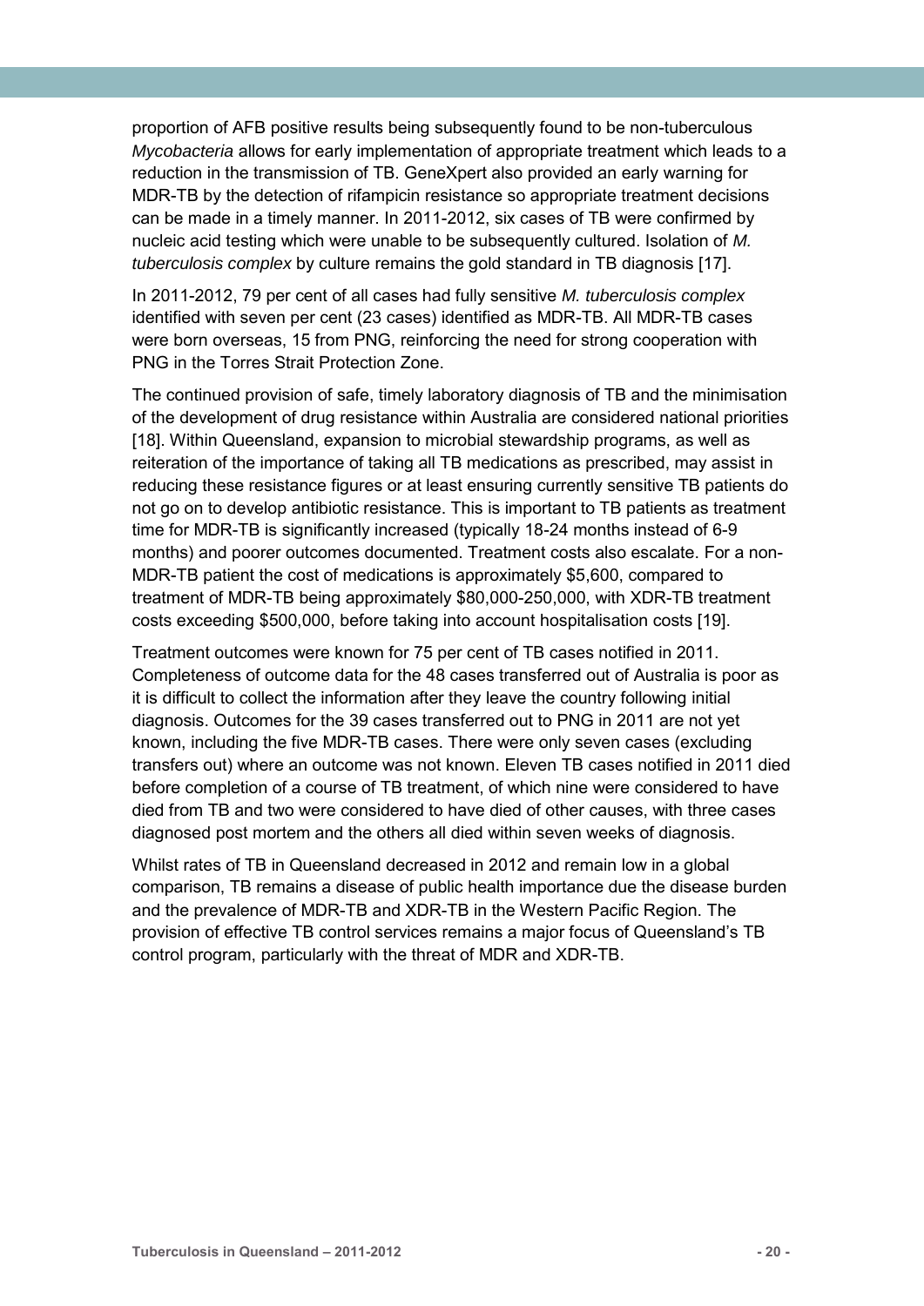proportion of AFB positive results being subsequently found to be non-tuberculous *Mycobacteria* allows for early implementation of appropriate treatment which leads to a reduction in the transmission of TB. GeneXpert also provided an early warning for MDR-TB by the detection of rifampicin resistance so appropriate treatment decisions can be made in a timely manner. In 2011-2012, six cases of TB were confirmed by nucleic acid testing which were unable to be subsequently cultured. Isolation of *M. tuberculosis complex* by culture remains the gold standard in TB diagnosis [17].

In 2011-2012, 79 per cent of all cases had fully sensitive *M. tuberculosis complex* identified with seven per cent (23 cases) identified as MDR-TB. All MDR-TB cases were born overseas, 15 from PNG, reinforcing the need for strong cooperation with PNG in the Torres Strait Protection Zone.

The continued provision of safe, timely laboratory diagnosis of TB and the minimisation of the development of drug resistance within Australia are considered national priorities [18]. Within Queensland, expansion to microbial stewardship programs, as well as reiteration of the importance of taking all TB medications as prescribed, may assist in reducing these resistance figures or at least ensuring currently sensitive TB patients do not go on to develop antibiotic resistance. This is important to TB patients as treatment time for MDR-TB is significantly increased (typically 18-24 months instead of 6-9 months) and poorer outcomes documented. Treatment costs also escalate. For a non-MDR-TB patient the cost of medications is approximately $5,600, compared to treatment of MDR-TB being approximately $80,000-250,000, with XDR-TB treatment costs exceeding $500,000, before taking into account hospitalisation costs [19].

Treatment outcomes were known for 75 per cent of TB cases notified in 2011. Completeness of outcome data for the 48 cases transferred out of Australia is poor as it is difficult to collect the information after they leave the country following initial diagnosis. Outcomes for the 39 cases transferred out to PNG in 2011 are not yet known, including the five MDR-TB cases. There were only seven cases (excluding transfers out) where an outcome was not known. Eleven TB cases notified in 2011 died before completion of a course of TB treatment, of which nine were considered to have died from TB and two were considered to have died of other causes, with three cases diagnosed post mortem and the others all died within seven weeks of diagnosis.

Whilst rates of TB in Queensland decreased in 2012 and remain low in a global comparison, TB remains a disease of public health importance due the disease burden and the prevalence of MDR-TB and XDR-TB in the Western Pacific Region. The provision of effective TB control services remains a major focus of Queensland's TB control program, particularly with the threat of MDR and XDR-TB.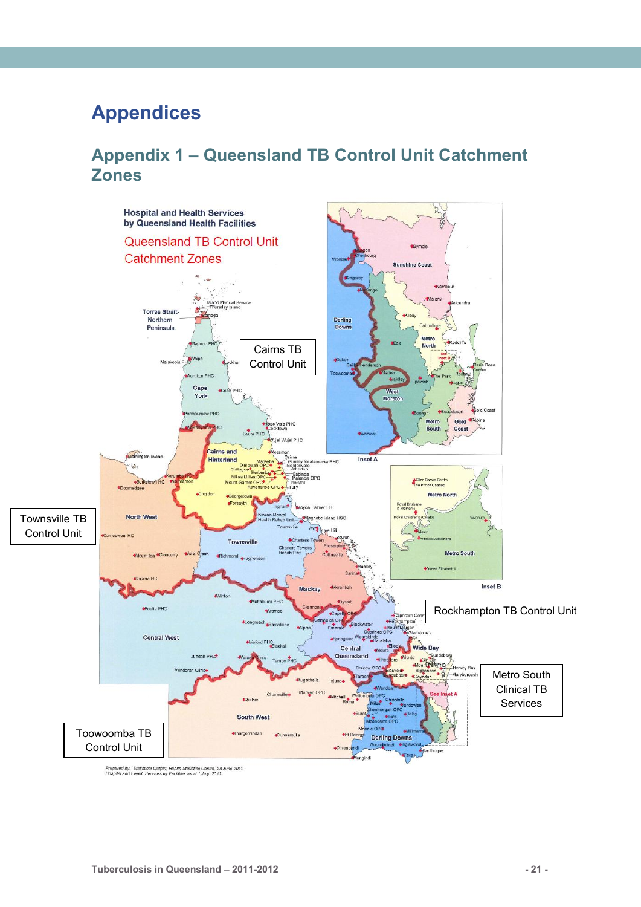# Appendices

## Appendix 1 – Queensland TB Control Unit Catchment Zones

Hospital and Health Services by Queensland Health Facilities

Queensland TB Control Unit Catchment Zones

Cairns TB Control Unit

Townsville TB Control Unit

Rockhampton TB Control Unit

Metro South Clinical TB Services

Toowoomba TB Control Unit

*Prepared by: Statistical Output, Health Statistics Centre, 28 June 2012*
*Hospital and Health Services by Facilities as at 1 July 2012*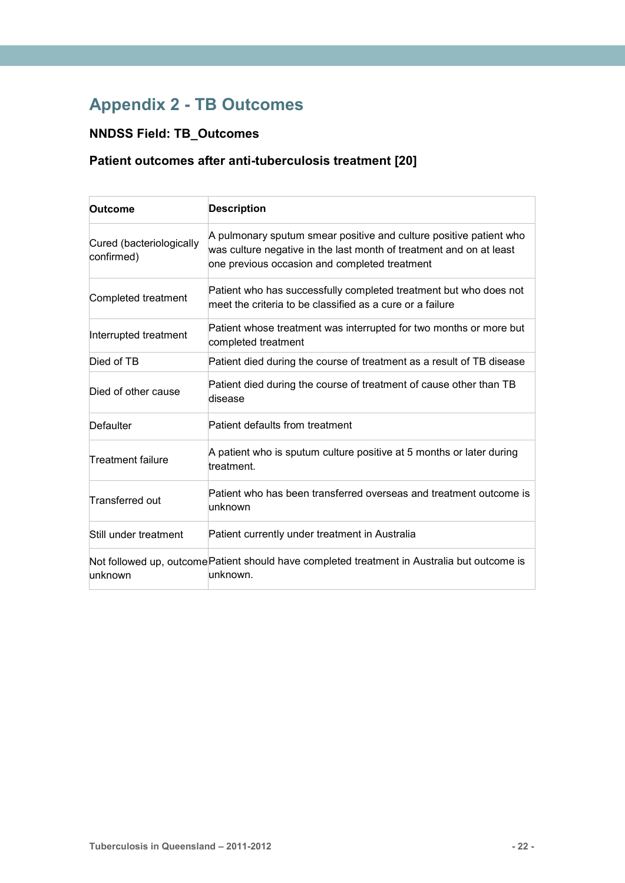# Appendix 2 - TB Outcomes

### NNDSS Field: TB_Outcomes

### Patient outcomes after anti-tuberculosis treatment [20]

| Outcome | Description |
|---|---|
| Cured (bacteriologically confirmed) | A pulmonary sputum smear positive and culture positive patient who was culture negative in the last month of treatment and on at least one previous occasion and completed treatment |
| Completed treatment | Patient who has successfully completed treatment but who does not meet the criteria to be classified as a cure or a failure |
| Interrupted treatment | Patient whose treatment was interrupted for two months or more but completed treatment |
| Died of TB | Patient died during the course of treatment as a result of TB disease |
| Died of other cause | Patient died during the course of treatment of cause other than TB disease |
| Defaulter | Patient defaults from treatment |
| Treatment failure | A patient who is sputum culture positive at 5 months or later during treatment. |
| Transferred out | Patient who has been transferred overseas and treatment outcome is unknown |
| Still under treatment | Patient currently under treatment in Australia |
| Not followed up, outcome unknown | Patient should have completed treatment in Australia but outcome is unknown. |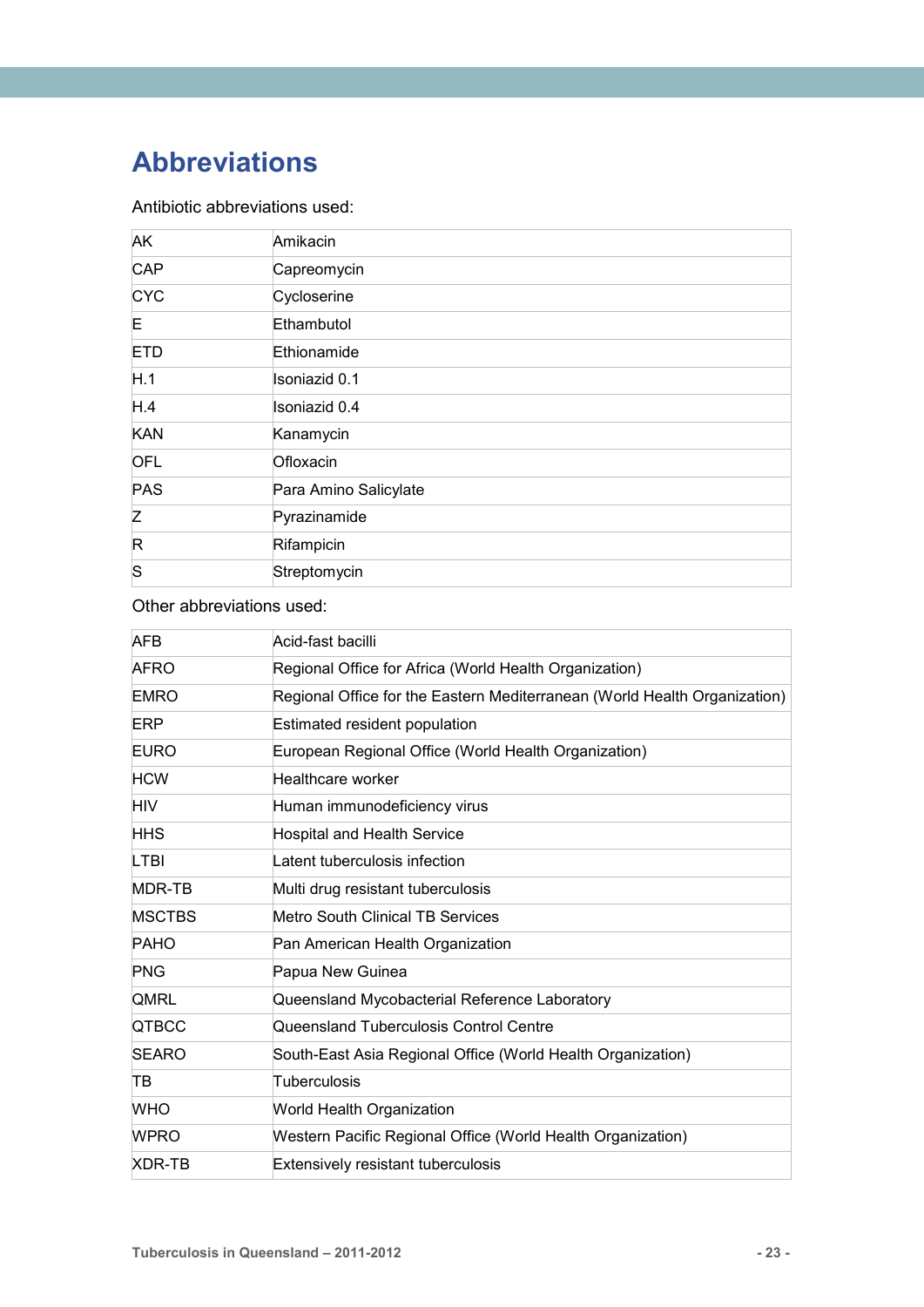# Abbreviations

Antibiotic abbreviations used:

| | |
|---|---|
| AK | Amikacin |
| CAP | Capreomycin |
| CYC | Cycloserine |
| E | Ethambutol |
| ETD | Ethionamide |
| H.1 | Isoniazid 0.1 |
| H.4 | Isoniazid 0.4 |
| KAN | Kanamycin |
| OFL | Ofloxacin |
| PAS | Para Amino Salicylate |
| Z | Pyrazinamide |
| R | Rifampicin |
| S | Streptomycin |

Other abbreviations used:

| | |
|---|---|
| AFB | Acid-fast bacilli |
| AFRO | Regional Office for Africa (World Health Organization) |
| EMRO | Regional Office for the Eastern Mediterranean (World Health Organization) |
| ERP | Estimated resident population |
| EURO | European Regional Office (World Health Organization) |
| HCW | Healthcare worker |
| HIV | Human immunodeficiency virus |
| HHS | Hospital and Health Service |
| LTBI | Latent tuberculosis infection |
| MDR-TB | Multi drug resistant tuberculosis |
| MSCTBS | Metro South Clinical TB Services |
| PAHO | Pan American Health Organization |
| PNG | Papua New Guinea |
| QMRL | Queensland Mycobacterial Reference Laboratory |
| QTBCC | Queensland Tuberculosis Control Centre |
| SEARO | South-East Asia Regional Office (World Health Organization) |
| TB | Tuberculosis |
| WHO | World Health Organization |
| WPRO | Western Pacific Regional Office (World Health Organization) |
| XDR-TB | Extensively resistant tuberculosis |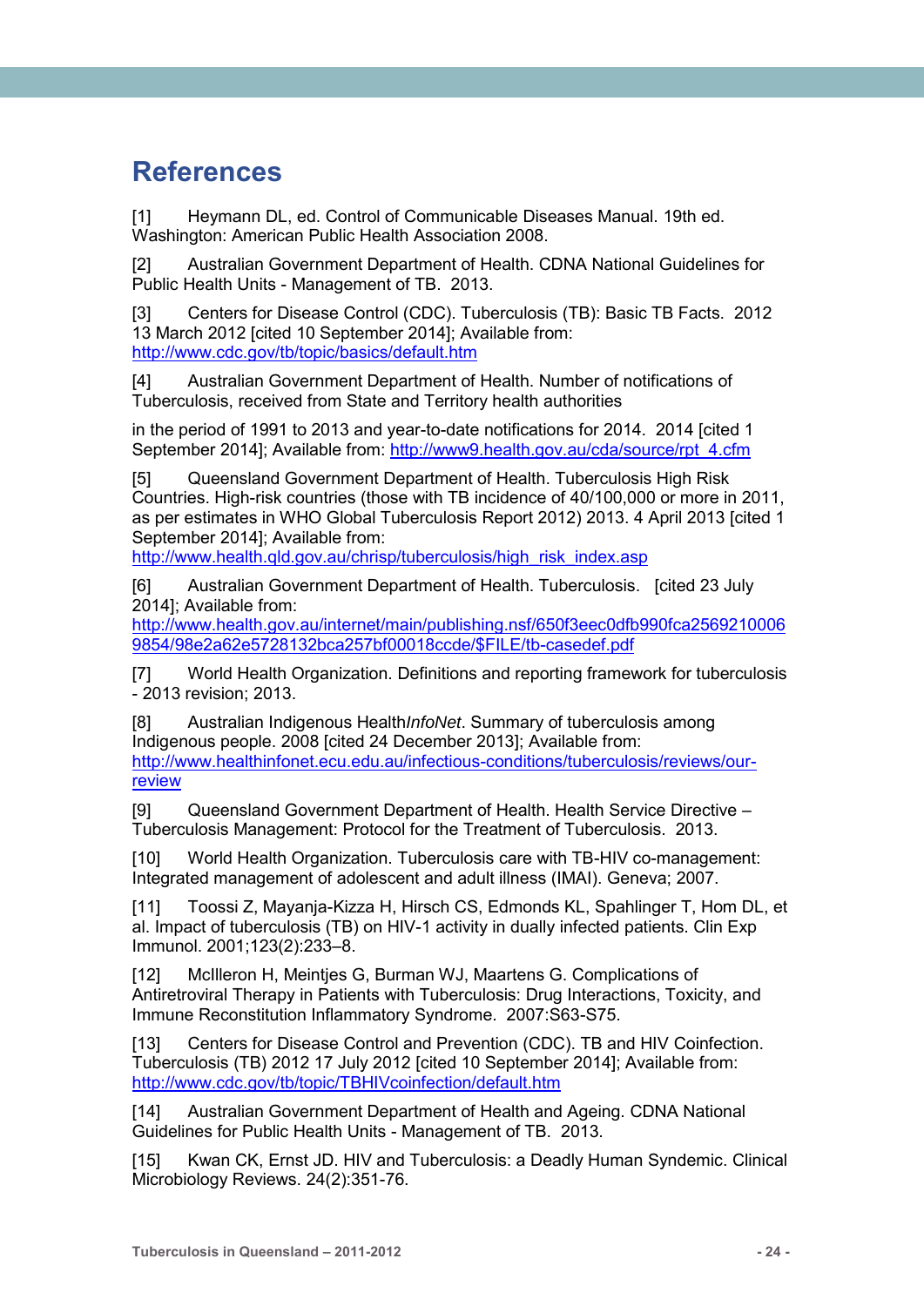# References

[1] Heymann DL, ed. Control of Communicable Diseases Manual. 19th ed. Washington: American Public Health Association 2008.

[2] Australian Government Department of Health. CDNA National Guidelines for Public Health Units - Management of TB. 2013.

[3] Centers for Disease Control (CDC). Tuberculosis (TB): Basic TB Facts. 2012 13 March 2012 [cited 10 September 2014]; Available from: http://www.cdc.gov/tb/topic/basics/default.htm

[4] Australian Government Department of Health. Number of notifications of Tuberculosis, received from State and Territory health authorities

in the period of 1991 to 2013 and year-to-date notifications for 2014. 2014 [cited 1 September 2014]; Available from: http://www9.health.gov.au/cda/source/rpt_4.cfm

[5] Queensland Government Department of Health. Tuberculosis High Risk Countries. High-risk countries (those with TB incidence of 40/100,000 or more in 2011, as per estimates in WHO Global Tuberculosis Report 2012) 2013. 4 April 2013 [cited 1 September 2014]; Available from: http://www.health.qld.gov.au/chrisp/tuberculosis/high_risk_index.asp

[6] Australian Government Department of Health. Tuberculosis. [cited 23 July 2014]; Available from: http://www.health.gov.au/internet/main/publishing.nsf/650f3eec0dfb990fca25692100069854/98e2a62e5728132bca257bf00018ccde/$FILE/tb-casedef.pdf

[7] World Health Organization. Definitions and reporting framework for tuberculosis - 2013 revision; 2013.

[8] Australian Indigenous Health*InfoNet*. Summary of tuberculosis among Indigenous people. 2008 [cited 24 December 2013]; Available from: http://www.healthinfonet.ecu.edu.au/infectious-conditions/tuberculosis/reviews/our-review

[9] Queensland Government Department of Health. Health Service Directive – Tuberculosis Management: Protocol for the Treatment of Tuberculosis. 2013.

[10] World Health Organization. Tuberculosis care with TB-HIV co-management: Integrated management of adolescent and adult illness (IMAI). Geneva; 2007.

[11] Toossi Z, Mayanja-Kizza H, Hirsch CS, Edmonds KL, Spahlinger T, Hom DL, et al. Impact of tuberculosis (TB) on HIV-1 activity in dually infected patients. Clin Exp Immunol. 2001;123(2):233–8.

[12] McIlleron H, Meintjes G, Burman WJ, Maartens G. Complications of Antiretroviral Therapy in Patients with Tuberculosis: Drug Interactions, Toxicity, and Immune Reconstitution Inflammatory Syndrome. 2007:S63-S75.

[13] Centers for Disease Control and Prevention (CDC). TB and HIV Coinfection. Tuberculosis (TB) 2012 17 July 2012 [cited 10 September 2014]; Available from: http://www.cdc.gov/tb/topic/TBHIVcoinfection/default.htm

[14] Australian Government Department of Health and Ageing. CDNA National Guidelines for Public Health Units - Management of TB. 2013.

[15] Kwan CK, Ernst JD. HIV and Tuberculosis: a Deadly Human Syndemic. Clinical Microbiology Reviews. 24(2):351-76.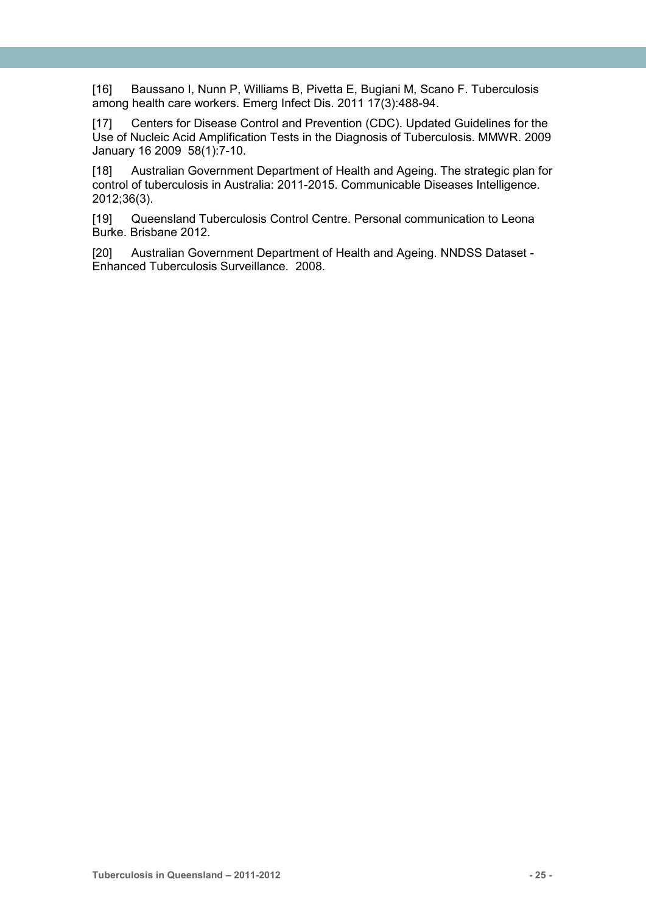[16] Baussano I, Nunn P, Williams B, Pivetta E, Bugiani M, Scano F. Tuberculosis among health care workers. Emerg Infect Dis. 2011 17(3):488-94.

[17] Centers for Disease Control and Prevention (CDC). Updated Guidelines for the Use of Nucleic Acid Amplification Tests in the Diagnosis of Tuberculosis. MMWR. 2009 January 16 2009 58(1):7-10.

[18] Australian Government Department of Health and Ageing. The strategic plan for control of tuberculosis in Australia: 2011-2015. Communicable Diseases Intelligence. 2012;36(3).

[19] Queensland Tuberculosis Control Centre. Personal communication to Leona Burke. Brisbane 2012.

[20] Australian Government Department of Health and Ageing. NNDSS Dataset - Enhanced Tuberculosis Surveillance. 2008.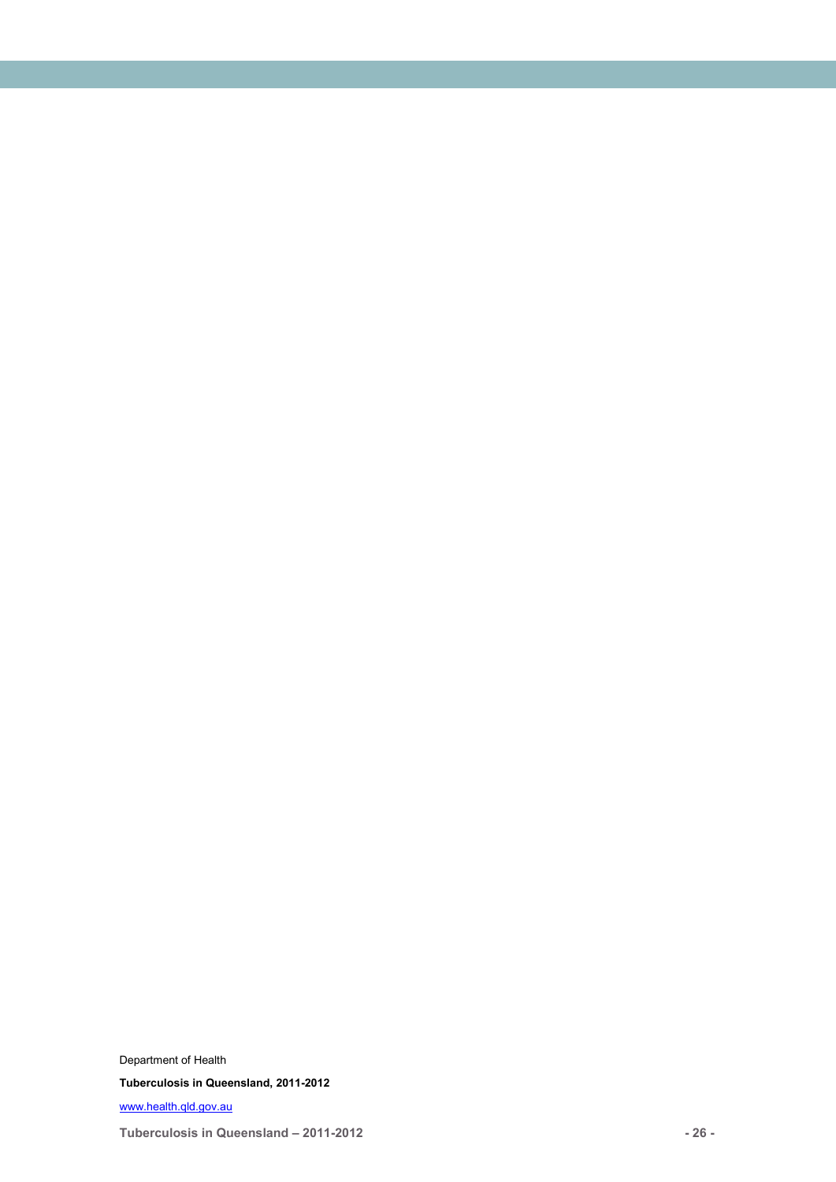Department of Health

**Tuberculosis in Queensland, 2011-2012**

[www.health.qld.gov.au](http://www.health.qld.gov.au)